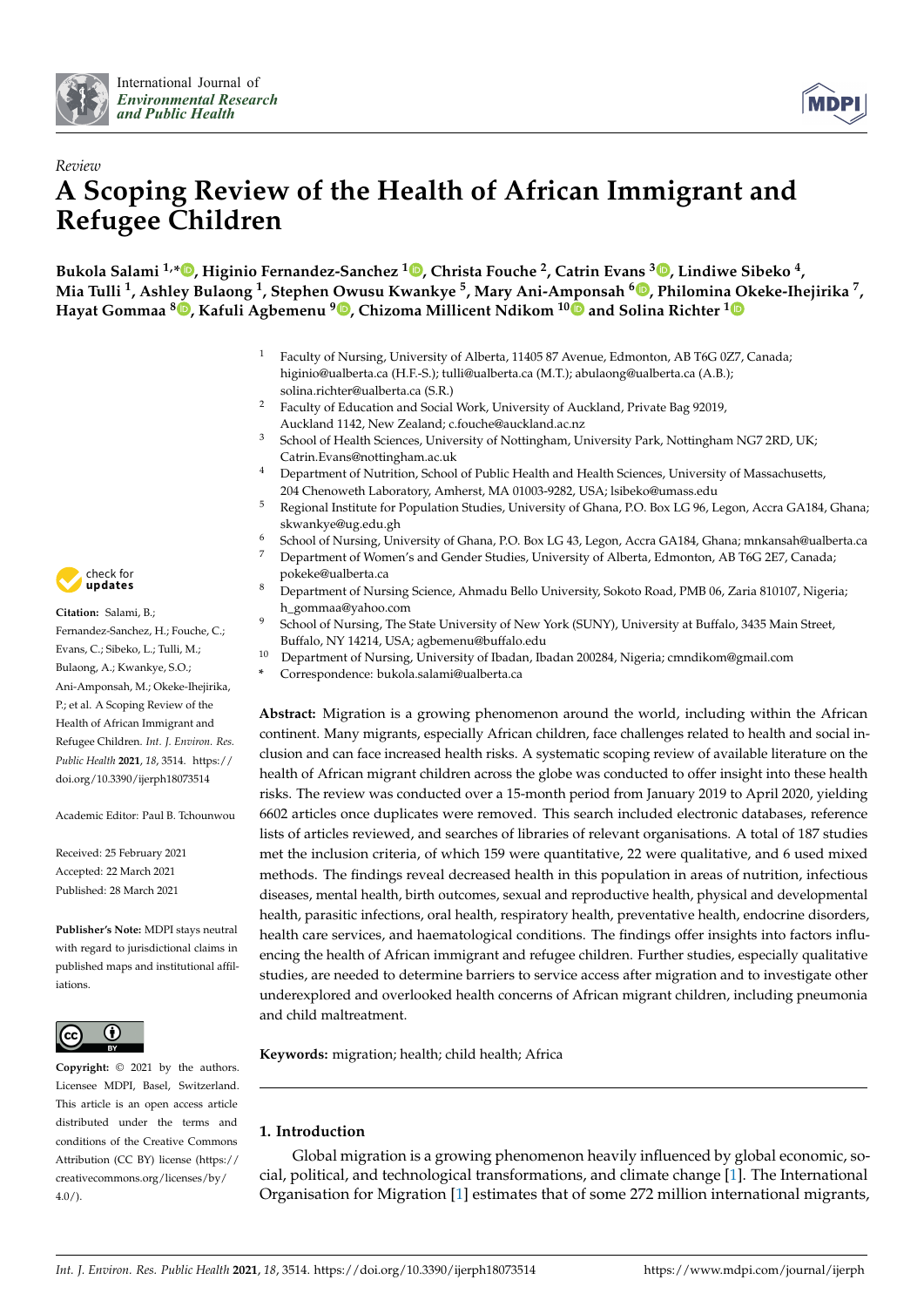Review

# A Scoping Review of the Health of African Immigrant and Refugee Children

**Bukola Salami [1,*], Higinio Fernandez-Sanchez [1], Christa Fouche [2], Catrin Evans [3], Lindiwe Sibeko [4], Mia Tulli [1], Ashley Bulaong [1], Stephen Owusu Kwankye [5], Mary Ani-Amponsah [6], Philomina Okeke-Ihejirika [7], Hayat Gommaa [8], Kafuli Agbemenu [9], Chizoma Millicent Ndikom [10] and Solina Richter [1]**

[1] Faculty of Nursing, University of Alberta, 11405 87 Avenue, Edmonton, AB T6G 0Z7, Canada; higinio@ualberta.ca (H.F.-S.); tulli@ualberta.ca (M.T.); abulaong@ualberta.ca (A.B.); solina.richter@ualberta.ca (S.R.)
[2] Faculty of Education and Social Work, University of Auckland, Private Bag 92019, Auckland 1142, New Zealand; c.fouche@auckland.ac.nz
[3] School of Health Sciences, University of Nottingham, University Park, Nottingham NG7 2RD, UK; Catrin.Evans@nottingham.ac.uk
[4] Department of Nutrition, School of Public Health and Health Sciences, University of Massachusetts, 204 Chenoweth Laboratory, Amherst, MA 01003-9282, USA; lsibeko@umass.edu
[5] Regional Institute for Population Studies, University of Ghana, P.O. Box LG 96, Legon, Accra GA184, Ghana; skwankye@ug.edu.gh
[6] School of Nursing, University of Ghana, P.O. Box LG 43, Legon, Accra GA184, Ghana; mnkansah@ualberta.ca
[7] Department of Women's and Gender Studies, University of Alberta, Edmonton, AB T6G 2E7, Canada; pokeke@ualberta.ca
[8] Department of Nursing Science, Ahmadu Bello University, Sokoto Road, PMB 06, Zaria 810107, Nigeria; h_gommaa@yahoo.com
[9] School of Nursing, The State University of New York (SUNY), University at Buffalo, 3435 Main Street, Buffalo, NY 14214, USA; agbemenu@buffalo.edu
[10] Department of Nursing, University of Ibadan, Ibadan 200284, Nigeria; cmndikom@gmail.com
[*] Correspondence: bukola.salami@ualberta.ca

**Citation:** Salami, B.; Fernandez-Sanchez, H.; Fouche, C.; Evans, C.; Sibeko, L.; Tulli, M.; Bulaong, A.; Kwankye, S.O.; Ani-Amponsah, M.; Okeke-Ihejirika, P.; et al. A Scoping Review of the Health of African Immigrant and Refugee Children. *Int. J. Environ. Res. Public Health* **2021**, *18*, 3514. https://doi.org/10.3390/ijerph18073514

Academic Editor: Paul B. Tchounwou

Received: 25 February 2021
Accepted: 22 March 2021
Published: 28 March 2021

**Publisher's Note:** MDPI stays neutral with regard to jurisdictional claims in published maps and institutional affiliations.

**Copyright:** © 2021 by the authors. Licensee MDPI, Basel, Switzerland. This article is an open access article distributed under the terms and conditions of the Creative Commons Attribution (CC BY) license (https://creativecommons.org/licenses/by/4.0/).

**Abstract:** Migration is a growing phenomenon around the world, including within the African continent. Many migrants, especially African children, face challenges related to health and social inclusion and can face increased health risks. A systematic scoping review of available literature on the health of African migrant children across the globe was conducted to offer insight into these health risks. The review was conducted over a 15-month period from January 2019 to April 2020, yielding 6602 articles once duplicates were removed. This search included electronic databases, reference lists of articles reviewed, and searches of libraries of relevant organisations. A total of 187 studies met the inclusion criteria, of which 159 were quantitative, 22 were qualitative, and 6 used mixed methods. The findings reveal decreased health in this population in areas of nutrition, infectious diseases, mental health, birth outcomes, sexual and reproductive health, physical and developmental health, parasitic infections, oral health, respiratory health, preventative health, endocrine disorders, health care services, and haematological conditions. The findings offer insights into factors influencing the health of African immigrant and refugee children. Further studies, especially qualitative studies, are needed to determine barriers to service access after migration and to investigate other underexplored and overlooked health concerns of African migrant children, including pneumonia and child maltreatment.

**Keywords:** migration; health; child health; Africa

## 1. Introduction

Global migration is a growing phenomenon heavily influenced by global economic, social, political, and technological transformations, and climate change [1]. The International Organisation for Migration [1] estimates that of some 272 million international migrants,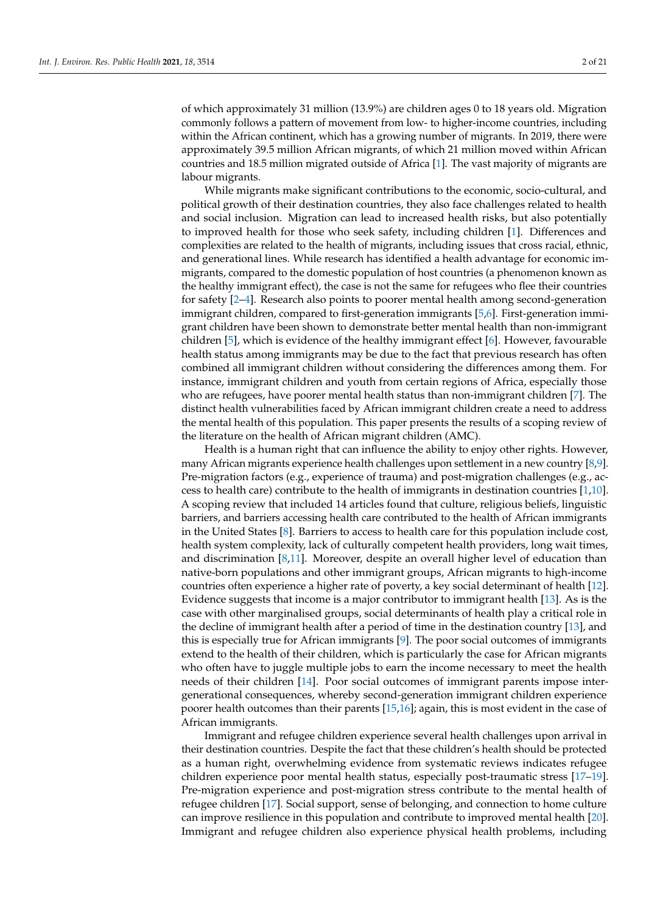of which approximately 31 million (13.9%) are children ages 0 to 18 years old. Migration commonly follows a pattern of movement from low- to higher-income countries, including within the African continent, which has a growing number of migrants. In 2019, there were approximately 39.5 million African migrants, of which 21 million moved within African countries and 18.5 million migrated outside of Africa [1]. The vast majority of migrants are labour migrants.

While migrants make significant contributions to the economic, socio-cultural, and political growth of their destination countries, they also face challenges related to health and social inclusion. Migration can lead to increased health risks, but also potentially to improved health for those who seek safety, including children [1]. Differences and complexities are related to the health of migrants, including issues that cross racial, ethnic, and generational lines. While research has identified a health advantage for economic immigrants, compared to the domestic population of host countries (a phenomenon known as the healthy immigrant effect), the case is not the same for refugees who flee their countries for safety [2–4]. Research also points to poorer mental health among second-generation immigrant children, compared to first-generation immigrants [5,6]. First-generation immigrant children have been shown to demonstrate better mental health than non-immigrant children [5], which is evidence of the healthy immigrant effect [6]. However, favourable health status among immigrants may be due to the fact that previous research has often combined all immigrant children without considering the differences among them. For instance, immigrant children and youth from certain regions of Africa, especially those who are refugees, have poorer mental health status than non-immigrant children [7]. The distinct health vulnerabilities faced by African immigrant children create a need to address the mental health of this population. This paper presents the results of a scoping review of the literature on the health of African migrant children (AMC).

Health is a human right that can influence the ability to enjoy other rights. However, many African migrants experience health challenges upon settlement in a new country [8,9]. Pre-migration factors (e.g., experience of trauma) and post-migration challenges (e.g., access to health care) contribute to the health of immigrants in destination countries [1,10]. A scoping review that included 14 articles found that culture, religious beliefs, linguistic barriers, and barriers accessing health care contributed to the health of African immigrants in the United States [8]. Barriers to access to health care for this population include cost, health system complexity, lack of culturally competent health providers, long wait times, and discrimination [8,11]. Moreover, despite an overall higher level of education than native-born populations and other immigrant groups, African migrants to high-income countries often experience a higher rate of poverty, a key social determinant of health [12]. Evidence suggests that income is a major contributor to immigrant health [13]. As is the case with other marginalised groups, social determinants of health play a critical role in the decline of immigrant health after a period of time in the destination country [13], and this is especially true for African immigrants [9]. The poor social outcomes of immigrants extend to the health of their children, which is particularly the case for African migrants who often have to juggle multiple jobs to earn the income necessary to meet the health needs of their children [14]. Poor social outcomes of immigrant parents impose intergenerational consequences, whereby second-generation immigrant children experience poorer health outcomes than their parents [15,16]; again, this is most evident in the case of African immigrants.

Immigrant and refugee children experience several health challenges upon arrival in their destination countries. Despite the fact that these children's health should be protected as a human right, overwhelming evidence from systematic reviews indicates refugee children experience poor mental health status, especially post-traumatic stress [17–19]. Pre-migration experience and post-migration stress contribute to the mental health of refugee children [17]. Social support, sense of belonging, and connection to home culture can improve resilience in this population and contribute to improved mental health [20]. Immigrant and refugee children also experience physical health problems, including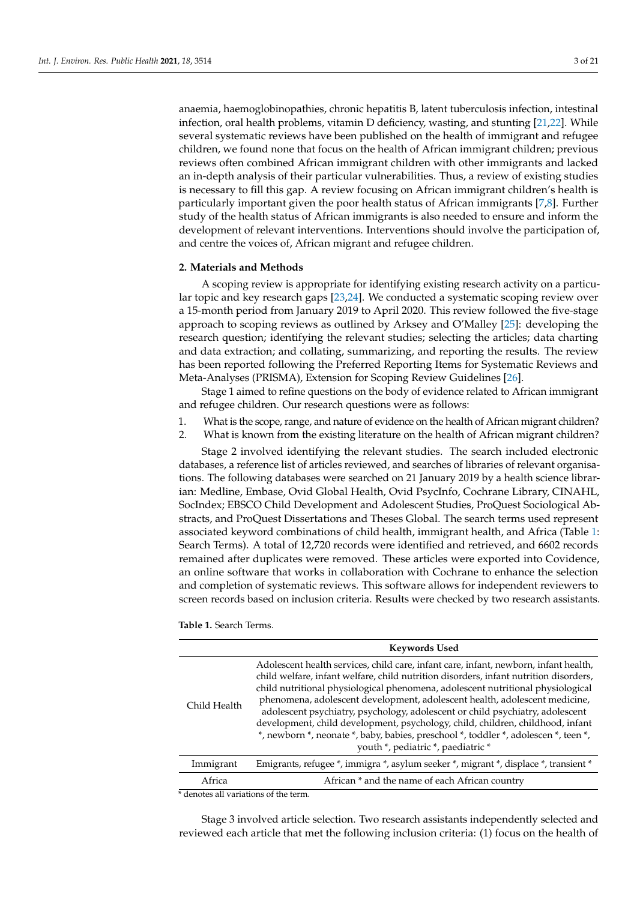anaemia, haemoglobinopathies, chronic hepatitis B, latent tuberculosis infection, intestinal infection, oral health problems, vitamin D deficiency, wasting, and stunting [21,22]. While several systematic reviews have been published on the health of immigrant and refugee children, we found none that focus on the health of African immigrant children; previous reviews often combined African immigrant children with other immigrants and lacked an in-depth analysis of their particular vulnerabilities. Thus, a review of existing studies is necessary to fill this gap. A review focusing on African immigrant children's health is particularly important given the poor health status of African immigrants [7,8]. Further study of the health status of African immigrants is also needed to ensure and inform the development of relevant interventions. Interventions should involve the participation of, and centre the voices of, African migrant and refugee children.

## 2. Materials and Methods

A scoping review is appropriate for identifying existing research activity on a particular topic and key research gaps [23,24]. We conducted a systematic scoping review over a 15-month period from January 2019 to April 2020. This review followed the five-stage approach to scoping reviews as outlined by Arksey and O'Malley [25]: developing the research question; identifying the relevant studies; selecting the articles; data charting and data extraction; and collating, summarizing, and reporting the results. The review has been reported following the Preferred Reporting Items for Systematic Reviews and Meta-Analyses (PRISMA), Extension for Scoping Review Guidelines [26].

Stage 1 aimed to refine questions on the body of evidence related to African immigrant and refugee children. Our research questions were as follows:

1. What is the scope, range, and nature of evidence on the health of African migrant children?
2. What is known from the existing literature on the health of African migrant children?

Stage 2 involved identifying the relevant studies. The search included electronic databases, a reference list of articles reviewed, and searches of libraries of relevant organisations. The following databases were searched on 21 January 2019 by a health science librarian: Medline, Embase, Ovid Global Health, Ovid PsycInfo, Cochrane Library, CINAHL, SocIndex; EBSCO Child Development and Adolescent Studies, ProQuest Sociological Abstracts, and ProQuest Dissertations and Theses Global. The search terms used represent associated keyword combinations of child health, immigrant health, and Africa (Table 1: Search Terms). A total of 12,720 records were identified and retrieved, and 6602 records remained after duplicates were removed. These articles were exported into Covidence, an online software that works in collaboration with Cochrane to enhance the selection and completion of systematic reviews. This software allows for independent reviewers to screen records based on inclusion criteria. Results were checked by two research assistants.

**Table 1.** Search Terms.

| | Keywords Used |
|---|---|
| Child Health | Adolescent health services, child care, infant care, infant, newborn, infant health, child welfare, infant welfare, child nutrition disorders, infant nutrition disorders, child nutritional physiological phenomena, adolescent nutritional physiological phenomena, adolescent development, adolescent health, adolescent medicine, adolescent psychiatry, psychology, adolescent or child psychiatry, adolescent development, child development, psychology, child, children, childhood, infant *, newborn *, neonate *, baby, babies, preschool *, toddler *, adolescen *, teen *, youth *, pediatric *, paediatric * |
| Immigrant | Emigrants, refugee *, immigra *, asylum seeker *, migrant *, displace *, transient * |
| Africa | African * and the name of each African country |

\* denotes all variations of the term.

Stage 3 involved article selection. Two research assistants independently selected and reviewed each article that met the following inclusion criteria: (1) focus on the health of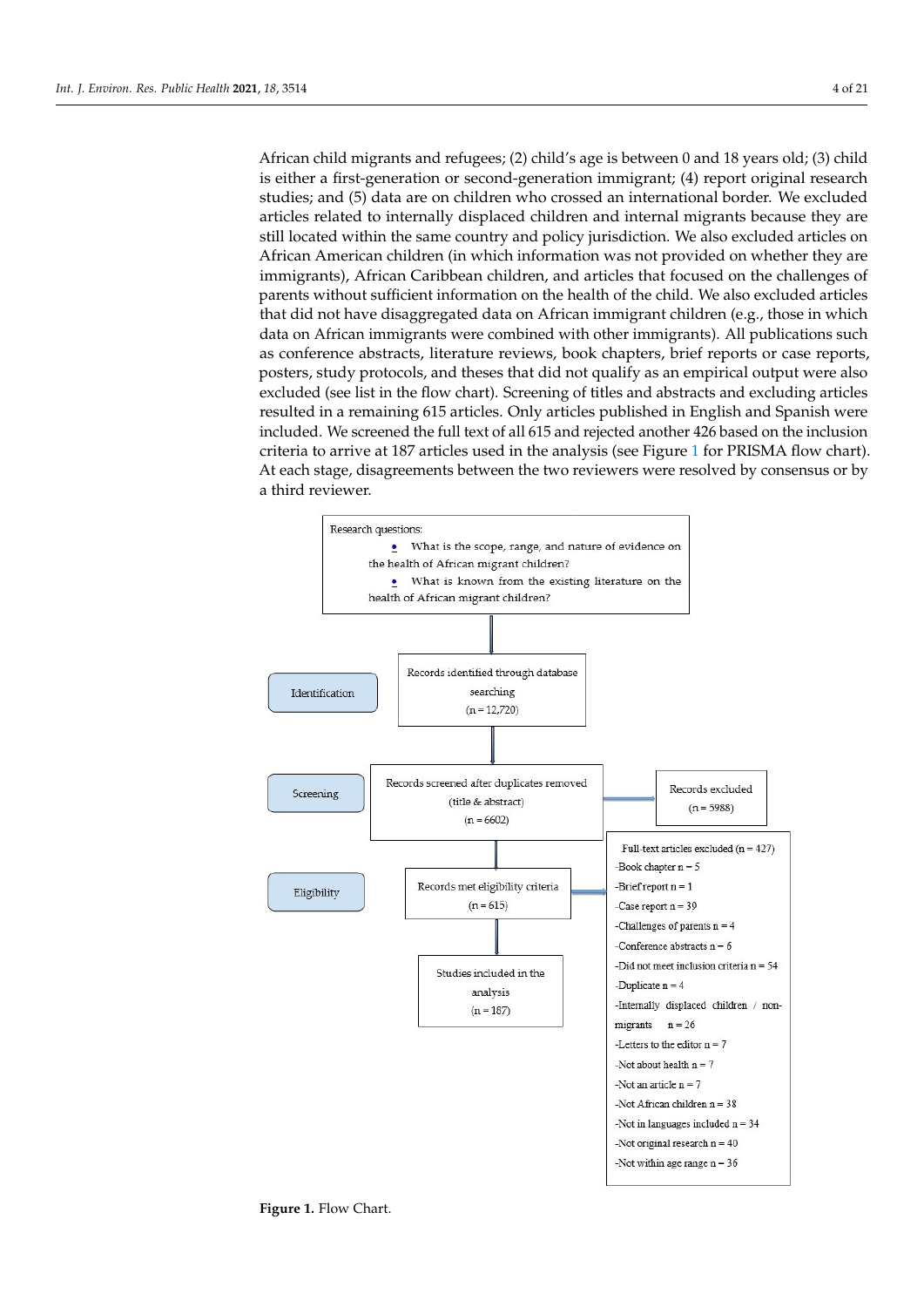African child migrants and refugees; (2) child's age is between 0 and 18 years old; (3) child is either a first-generation or second-generation immigrant; (4) report original research studies; and (5) data are on children who crossed an international border. We excluded articles related to internally displaced children and internal migrants because they are still located within the same country and policy jurisdiction. We also excluded articles on African American children (in which information was not provided on whether they are immigrants), African Caribbean children, and articles that focused on the challenges of parents without sufficient information on the health of the child. We also excluded articles that did not have disaggregated data on African immigrant children (e.g., those in which data on African immigrants were combined with other immigrants). All publications such as conference abstracts, literature reviews, book chapters, brief reports or case reports, posters, study protocols, and theses that did not qualify as an empirical output were also excluded (see list in the flow chart). Screening of titles and abstracts and excluding articles resulted in a remaining 615 articles. Only articles published in English and Spanish were included. We screened the full text of all 615 and rejected another 426 based on the inclusion criteria to arrive at 187 articles used in the analysis (see Figure 1 for PRISMA flow chart). At each stage, disagreements between the two reviewers were resolved by consensus or by a third reviewer.

Research questions:

- What is the scope, range, and nature of evidence on the health of African migrant children?
- What is known from the existing literature on the health of African migrant children?

**Identification**

Records identified through database searching (n = 12,720)

**Screening**

Records screened after duplicates removed (title & abstract) (n = 6602)

Records excluded (n = 5988)

**Eligibility**

Records met eligibility criteria (n = 615)

Full-text articles excluded (n = 427)
- Book chapter n = 5
- Brief report n = 1
- Case report n = 39
- Challenges of parents n = 4
- Conference abstracts n = 6
- Did not meet inclusion criteria n = 54
- Duplicate n = 4
- Internally displaced children / non-migrants n = 26
- Letters to the editor n = 7
- Not about health n = 7
- Not an article n = 7
- Not African children n = 38
- Not in languages included n = 34
- Not original research n = 40
- Not within age range n = 36

Studies included in the analysis (n = 187)

**Figure 1.** Flow Chart.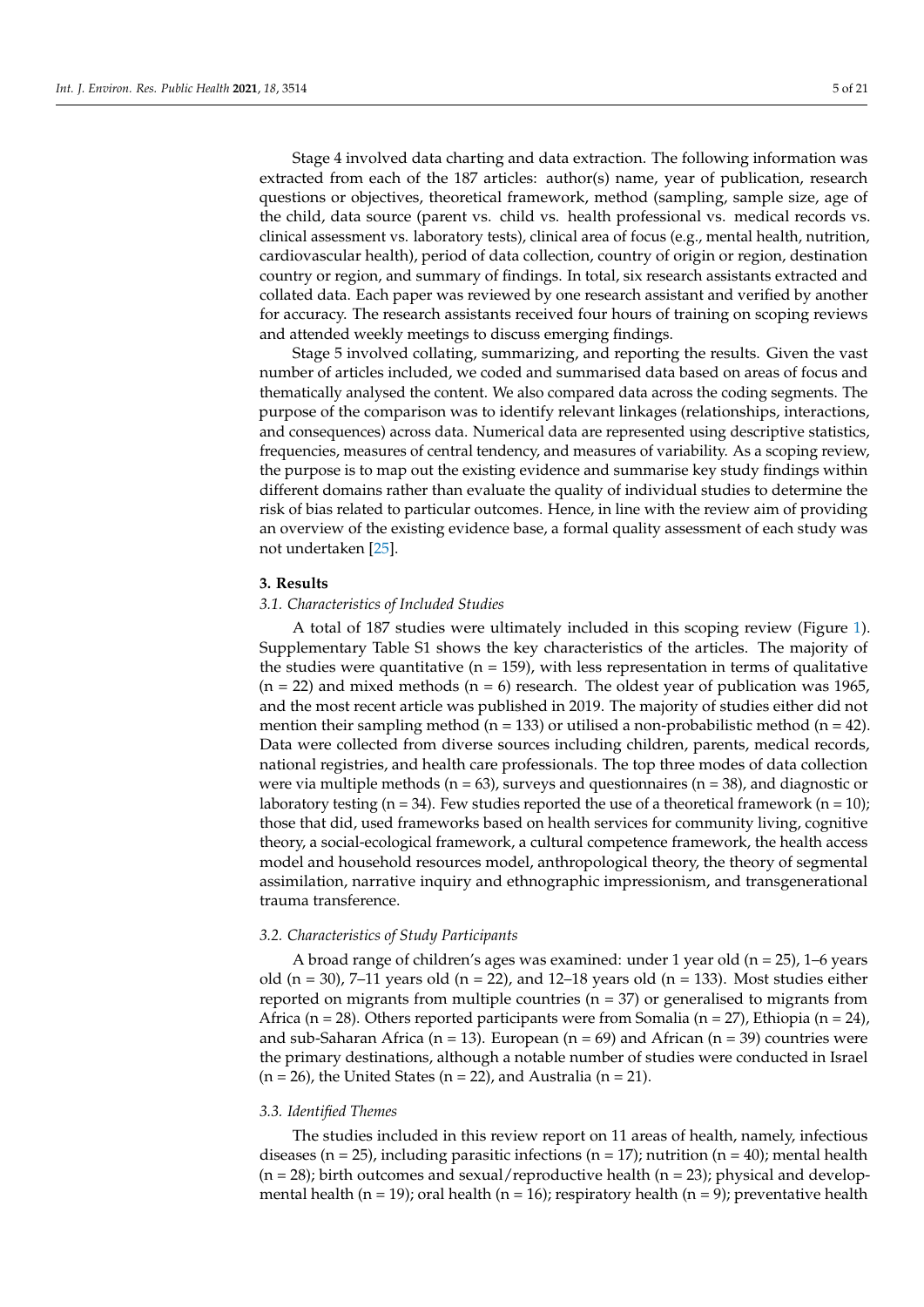Stage 4 involved data charting and data extraction. The following information was extracted from each of the 187 articles: author(s) name, year of publication, research questions or objectives, theoretical framework, method (sampling, sample size, age of the child, data source (parent vs. child vs. health professional vs. medical records vs. clinical assessment vs. laboratory tests), clinical area of focus (e.g., mental health, nutrition, cardiovascular health), period of data collection, country of origin or region, destination country or region, and summary of findings. In total, six research assistants extracted and collated data. Each paper was reviewed by one research assistant and verified by another for accuracy. The research assistants received four hours of training on scoping reviews and attended weekly meetings to discuss emerging findings.

Stage 5 involved collating, summarizing, and reporting the results. Given the vast number of articles included, we coded and summarised data based on areas of focus and thematically analysed the content. We also compared data across the coding segments. The purpose of the comparison was to identify relevant linkages (relationships, interactions, and consequences) across data. Numerical data are represented using descriptive statistics, frequencies, measures of central tendency, and measures of variability. As a scoping review, the purpose is to map out the existing evidence and summarise key study findings within different domains rather than evaluate the quality of individual studies to determine the risk of bias related to particular outcomes. Hence, in line with the review aim of providing an overview of the existing evidence base, a formal quality assessment of each study was not undertaken [25].

## 3. Results

### 3.1. Characteristics of Included Studies

A total of 187 studies were ultimately included in this scoping review (Figure 1). Supplementary Table S1 shows the key characteristics of the articles. The majority of the studies were quantitative (n = 159), with less representation in terms of qualitative (n = 22) and mixed methods (n = 6) research. The oldest year of publication was 1965, and the most recent article was published in 2019. The majority of studies either did not mention their sampling method (n = 133) or utilised a non-probabilistic method (n = 42). Data were collected from diverse sources including children, parents, medical records, national registries, and health care professionals. The top three modes of data collection were via multiple methods (n = 63), surveys and questionnaires (n = 38), and diagnostic or laboratory testing (n = 34). Few studies reported the use of a theoretical framework (n = 10); those that did, used frameworks based on health services for community living, cognitive theory, a social-ecological framework, a cultural competence framework, the health access model and household resources model, anthropological theory, the theory of segmental assimilation, narrative inquiry and ethnographic impressionism, and transgenerational trauma transference.

### 3.2. Characteristics of Study Participants

A broad range of children's ages was examined: under 1 year old (n = 25), 1–6 years old (n = 30), 7–11 years old (n = 22), and 12–18 years old (n = 133). Most studies either reported on migrants from multiple countries (n = 37) or generalised to migrants from Africa (n = 28). Others reported participants were from Somalia (n = 27), Ethiopia (n = 24), and sub-Saharan Africa (n = 13). European (n = 69) and African (n = 39) countries were the primary destinations, although a notable number of studies were conducted in Israel (n = 26), the United States (n = 22), and Australia (n = 21).

### 3.3. Identified Themes

The studies included in this review report on 11 areas of health, namely, infectious diseases (n = 25), including parasitic infections (n = 17); nutrition (n = 40); mental health (n = 28); birth outcomes and sexual/reproductive health (n = 23); physical and developmental health (n = 19); oral health (n = 16); respiratory health (n = 9); preventative health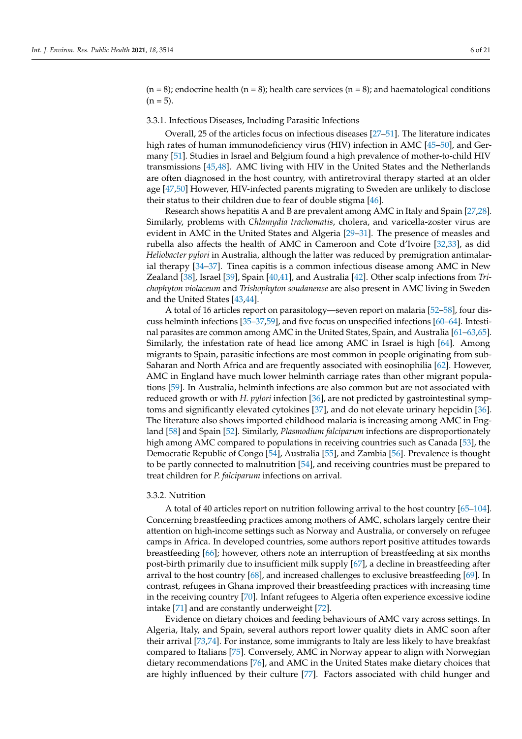(n = 8); endocrine health (n = 8); health care services (n = 8); and haematological conditions (n = 5).

### 3.3.1. Infectious Diseases, Including Parasitic Infections

Overall, 25 of the articles focus on infectious diseases [27–51]. The literature indicates high rates of human immunodeficiency virus (HIV) infection in AMC [45–50], and Germany [51]. Studies in Israel and Belgium found a high prevalence of mother-to-child HIV transmissions [45,48]. AMC living with HIV in the United States and the Netherlands are often diagnosed in the host country, with antiretroviral therapy started at an older age [47,50] However, HIV-infected parents migrating to Sweden are unlikely to disclose their status to their children due to fear of double stigma [46].

Research shows hepatitis A and B are prevalent among AMC in Italy and Spain [27,28]. Similarly, problems with *Chlamydia trachomatis*, cholera, and varicella-zoster virus are evident in AMC in the United States and Algeria [29–31]. The presence of measles and rubella also affects the health of AMC in Cameroon and Cote d'Ivoire [32,33], as did *Heliobacter pylori* in Australia, although the latter was reduced by premigration antimalarial therapy [34–37]. Tinea capitis is a common infectious disease among AMC in New Zealand [38], Israel [39], Spain [40,41], and Australia [42]. Other scalp infections from *Trichophyton violaceum* and *Trishophyton soudanense* are also present in AMC living in Sweden and the United States [43,44].

A total of 16 articles report on parasitology—seven report on malaria [52–58], four discuss helminth infections [35–37,59], and five focus on unspecified infections [60–64]. Intestinal parasites are common among AMC in the United States, Spain, and Australia [61–63,65]. Similarly, the infestation rate of head lice among AMC in Israel is high [64]. Among migrants to Spain, parasitic infections are most common in people originating from sub-Saharan and North Africa and are frequently associated with eosinophilia [62]. However, AMC in England have much lower helminth carriage rates than other migrant populations [59]. In Australia, helminth infections are also common but are not associated with reduced growth or with *H. pylori* infection [36], are not predicted by gastrointestinal symptoms and significantly elevated cytokines [37], and do not elevate urinary hepcidin [36]. The literature also shows imported childhood malaria is increasing among AMC in England [58] and Spain [52]. Similarly, *Plasmodium falciparum* infections are disproportionately high among AMC compared to populations in receiving countries such as Canada [53], the Democratic Republic of Congo [54], Australia [55], and Zambia [56]. Prevalence is thought to be partly connected to malnutrition [54], and receiving countries must be prepared to treat children for *P. falciparum* infections on arrival.

### 3.3.2. Nutrition

A total of 40 articles report on nutrition following arrival to the host country [65–104]. Concerning breastfeeding practices among mothers of AMC, scholars largely centre their attention on high-income settings such as Norway and Australia, or conversely on refugee camps in Africa. In developed countries, some authors report positive attitudes towards breastfeeding [66]; however, others note an interruption of breastfeeding at six months post-birth primarily due to insufficient milk supply [67], a decline in breastfeeding after arrival to the host country [68], and increased challenges to exclusive breastfeeding [69]. In contrast, refugees in Ghana improved their breastfeeding practices with increasing time in the receiving country [70]. Infant refugees to Algeria often experience excessive iodine intake [71] and are constantly underweight [72].

Evidence on dietary choices and feeding behaviours of AMC vary across settings. In Algeria, Italy, and Spain, several authors report lower quality diets in AMC soon after their arrival [73,74]. For instance, some immigrants to Italy are less likely to have breakfast compared to Italians [75]. Conversely, AMC in Norway appear to align with Norwegian dietary recommendations [76], and AMC in the United States make dietary choices that are highly influenced by their culture [77]. Factors associated with child hunger and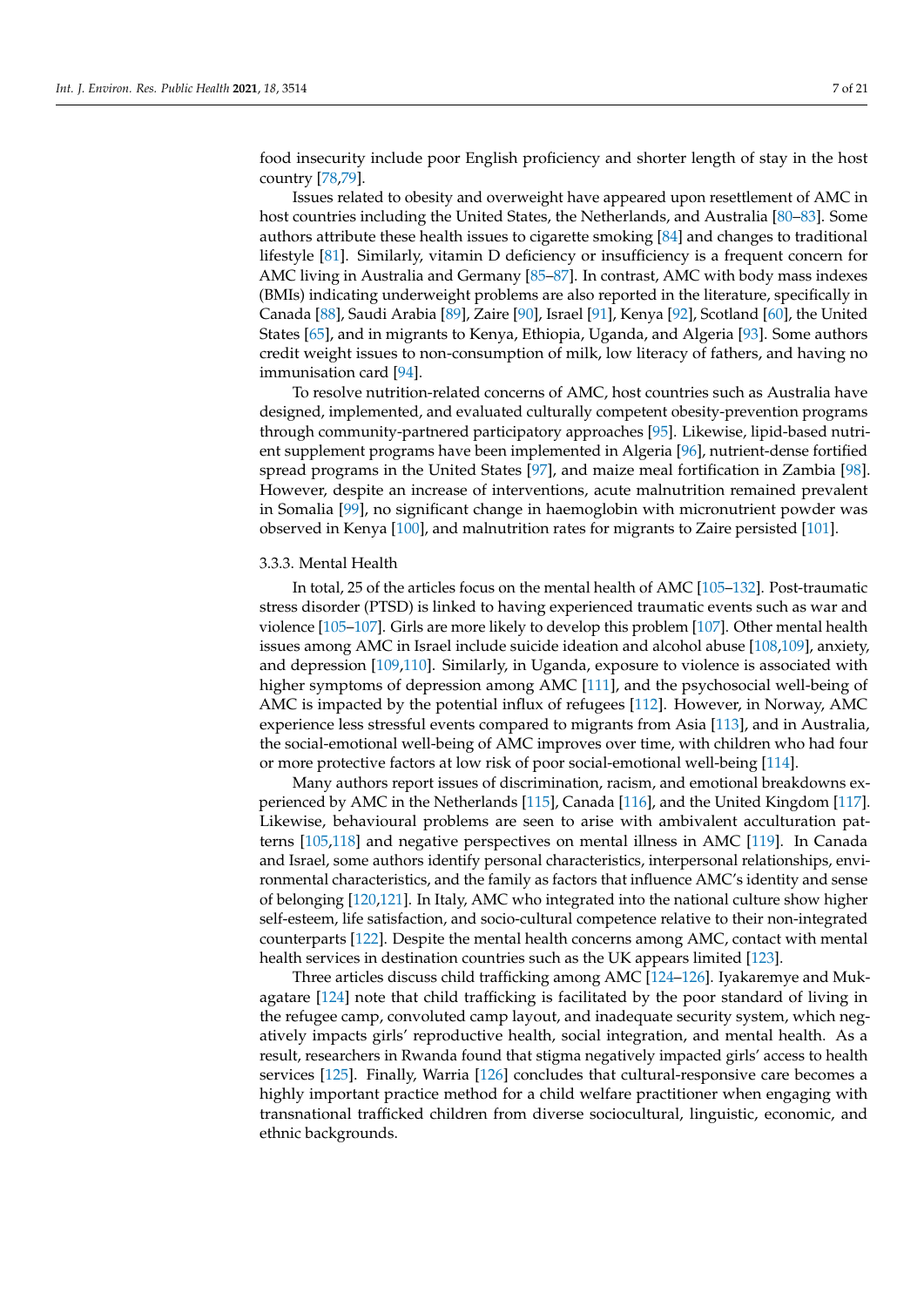food insecurity include poor English proficiency and shorter length of stay in the host country [78,79].

Issues related to obesity and overweight have appeared upon resettlement of AMC in host countries including the United States, the Netherlands, and Australia [80–83]. Some authors attribute these health issues to cigarette smoking [84] and changes to traditional lifestyle [81]. Similarly, vitamin D deficiency or insufficiency is a frequent concern for AMC living in Australia and Germany [85–87]. In contrast, AMC with body mass indexes (BMIs) indicating underweight problems are also reported in the literature, specifically in Canada [88], Saudi Arabia [89], Zaire [90], Israel [91], Kenya [92], Scotland [60], the United States [65], and in migrants to Kenya, Ethiopia, Uganda, and Algeria [93]. Some authors credit weight issues to non-consumption of milk, low literacy of fathers, and having no immunisation card [94].

To resolve nutrition-related concerns of AMC, host countries such as Australia have designed, implemented, and evaluated culturally competent obesity-prevention programs through community-partnered participatory approaches [95]. Likewise, lipid-based nutrient supplement programs have been implemented in Algeria [96], nutrient-dense fortified spread programs in the United States [97], and maize meal fortification in Zambia [98]. However, despite an increase of interventions, acute malnutrition remained prevalent in Somalia [99], no significant change in haemoglobin with micronutrient powder was observed in Kenya [100], and malnutrition rates for migrants to Zaire persisted [101].

#### 3.3.3. Mental Health

In total, 25 of the articles focus on the mental health of AMC [105–132]. Post-traumatic stress disorder (PTSD) is linked to having experienced traumatic events such as war and violence [105–107]. Girls are more likely to develop this problem [107]. Other mental health issues among AMC in Israel include suicide ideation and alcohol abuse [108,109], anxiety, and depression [109,110]. Similarly, in Uganda, exposure to violence is associated with higher symptoms of depression among AMC [111], and the psychosocial well-being of AMC is impacted by the potential influx of refugees [112]. However, in Norway, AMC experience less stressful events compared to migrants from Asia [113], and in Australia, the social-emotional well-being of AMC improves over time, with children who had four or more protective factors at low risk of poor social-emotional well-being [114].

Many authors report issues of discrimination, racism, and emotional breakdowns experienced by AMC in the Netherlands [115], Canada [116], and the United Kingdom [117]. Likewise, behavioural problems are seen to arise with ambivalent acculturation patterns [105,118] and negative perspectives on mental illness in AMC [119]. In Canada and Israel, some authors identify personal characteristics, interpersonal relationships, environmental characteristics, and the family as factors that influence AMC's identity and sense of belonging [120,121]. In Italy, AMC who integrated into the national culture show higher self-esteem, life satisfaction, and socio-cultural competence relative to their non-integrated counterparts [122]. Despite the mental health concerns among AMC, contact with mental health services in destination countries such as the UK appears limited [123].

Three articles discuss child trafficking among AMC [124–126]. Iyakaremye and Mukagatare [124] note that child trafficking is facilitated by the poor standard of living in the refugee camp, convoluted camp layout, and inadequate security system, which negatively impacts girls' reproductive health, social integration, and mental health. As a result, researchers in Rwanda found that stigma negatively impacted girls' access to health services [125]. Finally, Warria [126] concludes that cultural-responsive care becomes a highly important practice method for a child welfare practitioner when engaging with transnational trafficked children from diverse sociocultural, linguistic, economic, and ethnic backgrounds.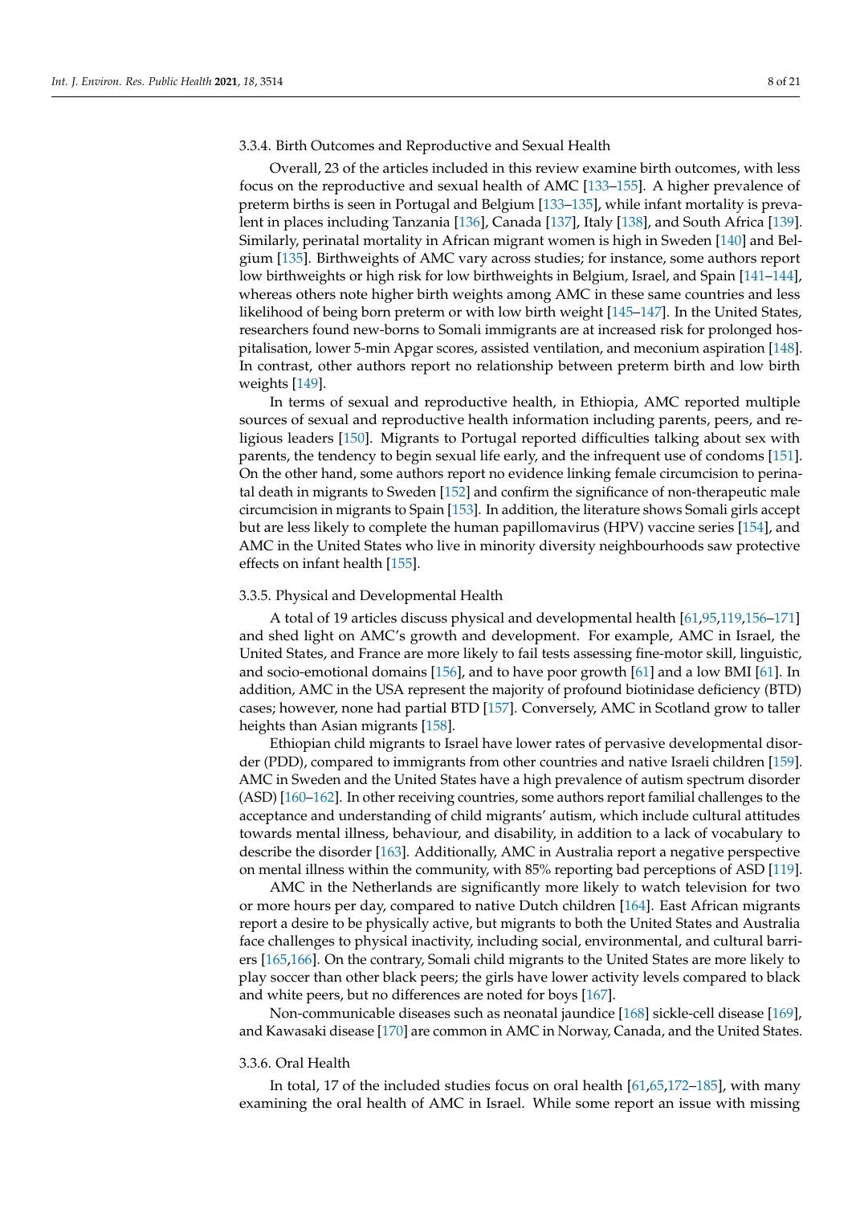#### 3.3.4. Birth Outcomes and Reproductive and Sexual Health

Overall, 23 of the articles included in this review examine birth outcomes, with less focus on the reproductive and sexual health of AMC [133–155]. A higher prevalence of preterm births is seen in Portugal and Belgium [133–135], while infant mortality is prevalent in places including Tanzania [136], Canada [137], Italy [138], and South Africa [139]. Similarly, perinatal mortality in African migrant women is high in Sweden [140] and Belgium [135]. Birthweights of AMC vary across studies; for instance, some authors report low birthweights or high risk for low birthweights in Belgium, Israel, and Spain [141–144], whereas others note higher birth weights among AMC in these same countries and less likelihood of being born preterm or with low birth weight [145–147]. In the United States, researchers found new-borns to Somali immigrants are at increased risk for prolonged hospitalisation, lower 5-min Apgar scores, assisted ventilation, and meconium aspiration [148]. In contrast, other authors report no relationship between preterm birth and low birth weights [149].

In terms of sexual and reproductive health, in Ethiopia, AMC reported multiple sources of sexual and reproductive health information including parents, peers, and religious leaders [150]. Migrants to Portugal reported difficulties talking about sex with parents, the tendency to begin sexual life early, and the infrequent use of condoms [151]. On the other hand, some authors report no evidence linking female circumcision to perinatal death in migrants to Sweden [152] and confirm the significance of non-therapeutic male circumcision in migrants to Spain [153]. In addition, the literature shows Somali girls accept but are less likely to complete the human papillomavirus (HPV) vaccine series [154], and AMC in the United States who live in minority diversity neighbourhoods saw protective effects on infant health [155].

#### 3.3.5. Physical and Developmental Health

A total of 19 articles discuss physical and developmental health [61,95,119,156–171] and shed light on AMC's growth and development. For example, AMC in Israel, the United States, and France are more likely to fail tests assessing fine-motor skill, linguistic, and socio-emotional domains [156], and to have poor growth [61] and a low BMI [61]. In addition, AMC in the USA represent the majority of profound biotinidase deficiency (BTD) cases; however, none had partial BTD [157]. Conversely, AMC in Scotland grow to taller heights than Asian migrants [158].

Ethiopian child migrants to Israel have lower rates of pervasive developmental disorder (PDD), compared to immigrants from other countries and native Israeli children [159]. AMC in Sweden and the United States have a high prevalence of autism spectrum disorder (ASD) [160–162]. In other receiving countries, some authors report familial challenges to the acceptance and understanding of child migrants' autism, which include cultural attitudes towards mental illness, behaviour, and disability, in addition to a lack of vocabulary to describe the disorder [163]. Additionally, AMC in Australia report a negative perspective on mental illness within the community, with 85% reporting bad perceptions of ASD [119].

AMC in the Netherlands are significantly more likely to watch television for two or more hours per day, compared to native Dutch children [164]. East African migrants report a desire to be physically active, but migrants to both the United States and Australia face challenges to physical inactivity, including social, environmental, and cultural barriers [165,166]. On the contrary, Somali child migrants to the United States are more likely to play soccer than other black peers; the girls have lower activity levels compared to black and white peers, but no differences are noted for boys [167].

Non-communicable diseases such as neonatal jaundice [168] sickle-cell disease [169], and Kawasaki disease [170] are common in AMC in Norway, Canada, and the United States.

#### 3.3.6. Oral Health

In total, 17 of the included studies focus on oral health [61,65,172–185], with many examining the oral health of AMC in Israel. While some report an issue with missing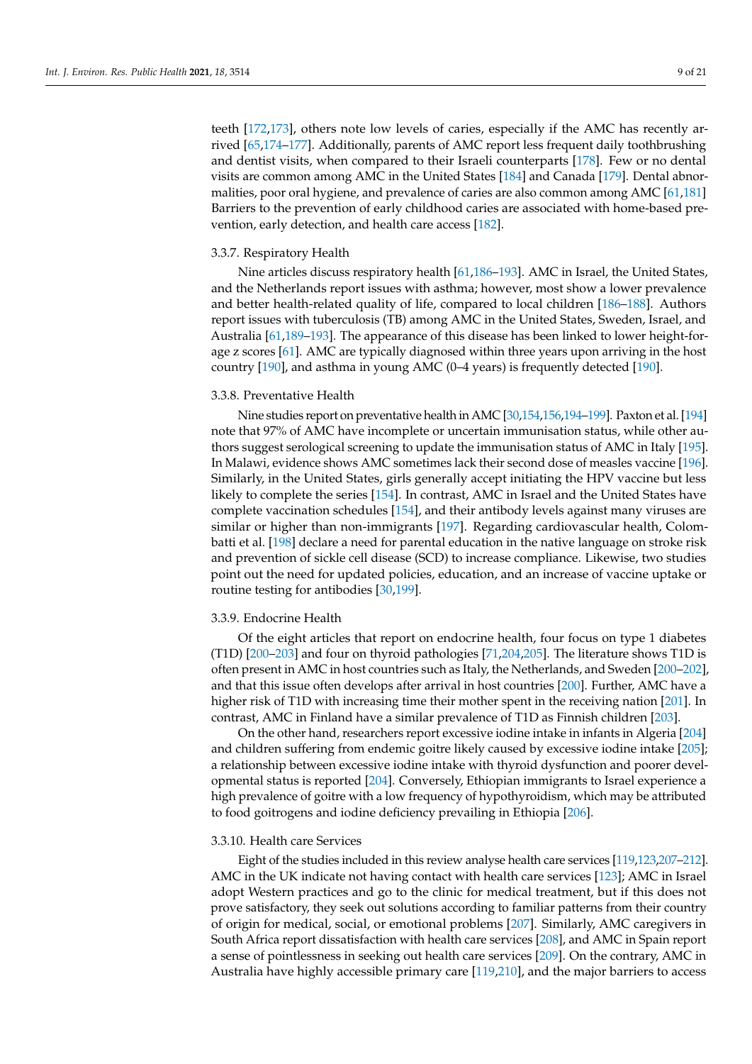teeth [172,173], others note low levels of caries, especially if the AMC has recently arrived [65,174–177]. Additionally, parents of AMC report less frequent daily toothbrushing and dentist visits, when compared to their Israeli counterparts [178]. Few or no dental visits are common among AMC in the United States [184] and Canada [179]. Dental abnormalities, poor oral hygiene, and prevalence of caries are also common among AMC [61,181] Barriers to the prevention of early childhood caries are associated with home-based prevention, early detection, and health care access [182].

#### 3.3.7. Respiratory Health

Nine articles discuss respiratory health [61,186–193]. AMC in Israel, the United States, and the Netherlands report issues with asthma; however, most show a lower prevalence and better health-related quality of life, compared to local children [186–188]. Authors report issues with tuberculosis (TB) among AMC in the United States, Sweden, Israel, and Australia [61,189–193]. The appearance of this disease has been linked to lower height-for-age z scores [61]. AMC are typically diagnosed within three years upon arriving in the host country [190], and asthma in young AMC (0–4 years) is frequently detected [190].

#### 3.3.8. Preventative Health

Nine studies report on preventative health in AMC [30,154,156,194–199]. Paxton et al. [194] note that 97% of AMC have incomplete or uncertain immunisation status, while other authors suggest serological screening to update the immunisation status of AMC in Italy [195]. In Malawi, evidence shows AMC sometimes lack their second dose of measles vaccine [196]. Similarly, in the United States, girls generally accept initiating the HPV vaccine but less likely to complete the series [154]. In contrast, AMC in Israel and the United States have complete vaccination schedules [154], and their antibody levels against many viruses are similar or higher than non-immigrants [197]. Regarding cardiovascular health, Colombatti et al. [198] declare a need for parental education in the native language on stroke risk and prevention of sickle cell disease (SCD) to increase compliance. Likewise, two studies point out the need for updated policies, education, and an increase of vaccine uptake or routine testing for antibodies [30,199].

#### 3.3.9. Endocrine Health

Of the eight articles that report on endocrine health, four focus on type 1 diabetes (T1D) [200–203] and four on thyroid pathologies [71,204,205]. The literature shows T1D is often present in AMC in host countries such as Italy, the Netherlands, and Sweden [200–202], and that this issue often develops after arrival in host countries [200]. Further, AMC have a higher risk of T1D with increasing time their mother spent in the receiving nation [201]. In contrast, AMC in Finland have a similar prevalence of T1D as Finnish children [203].

On the other hand, researchers report excessive iodine intake in infants in Algeria [204] and children suffering from endemic goitre likely caused by excessive iodine intake [205]; a relationship between excessive iodine intake with thyroid dysfunction and poorer developmental status is reported [204]. Conversely, Ethiopian immigrants to Israel experience a high prevalence of goitre with a low frequency of hypothyroidism, which may be attributed to food goitrogens and iodine deficiency prevailing in Ethiopia [206].

#### 3.3.10. Health care Services

Eight of the studies included in this review analyse health care services [119,123,207–212]. AMC in the UK indicate not having contact with health care services [123]; AMC in Israel adopt Western practices and go to the clinic for medical treatment, but if this does not prove satisfactory, they seek out solutions according to familiar patterns from their country of origin for medical, social, or emotional problems [207]. Similarly, AMC caregivers in South Africa report dissatisfaction with health care services [208], and AMC in Spain report a sense of pointlessness in seeking out health care services [209]. On the contrary, AMC in Australia have highly accessible primary care [119,210], and the major barriers to access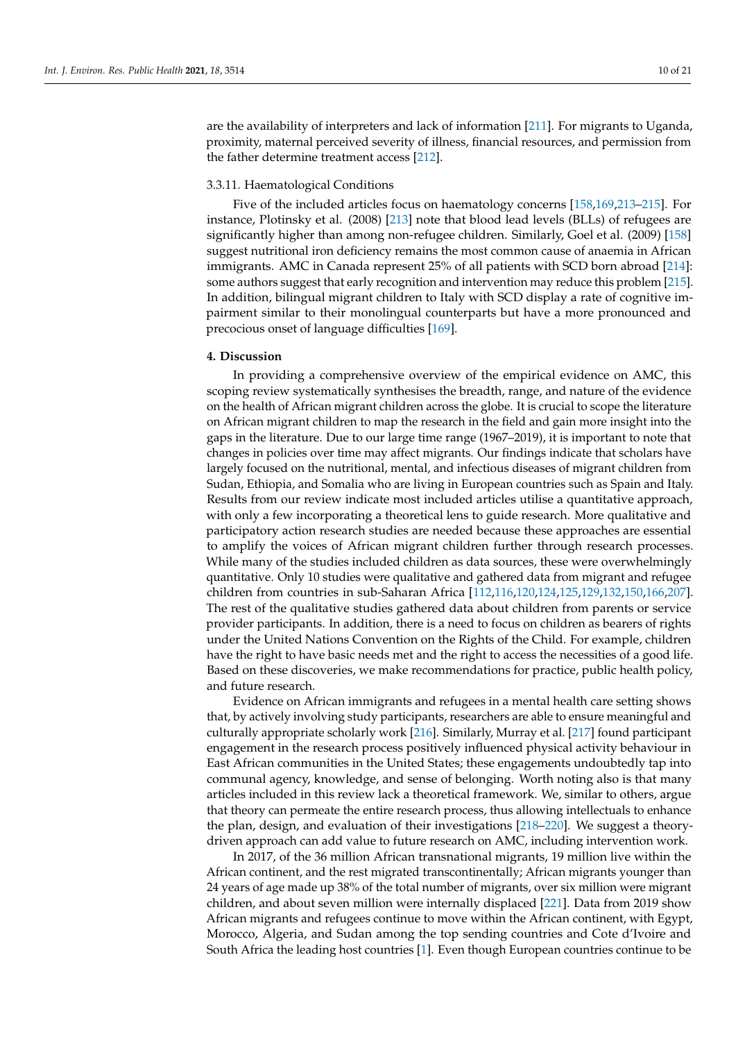are the availability of interpreters and lack of information [211]. For migrants to Uganda, proximity, maternal perceived severity of illness, financial resources, and permission from the father determine treatment access [212].

#### 3.3.11. Haematological Conditions

Five of the included articles focus on haematology concerns [158,169,213–215]. For instance, Plotinsky et al. (2008) [213] note that blood lead levels (BLLs) of refugees are significantly higher than among non-refugee children. Similarly, Goel et al. (2009) [158] suggest nutritional iron deficiency remains the most common cause of anaemia in African immigrants. AMC in Canada represent 25% of all patients with SCD born abroad [214]: some authors suggest that early recognition and intervention may reduce this problem [215]. In addition, bilingual migrant children to Italy with SCD display a rate of cognitive impairment similar to their monolingual counterparts but have a more pronounced and precocious onset of language difficulties [169].

## 4. Discussion

In providing a comprehensive overview of the empirical evidence on AMC, this scoping review systematically synthesises the breadth, range, and nature of the evidence on the health of African migrant children across the globe. It is crucial to scope the literature on African migrant children to map the research in the field and gain more insight into the gaps in the literature. Due to our large time range (1967–2019), it is important to note that changes in policies over time may affect migrants. Our findings indicate that scholars have largely focused on the nutritional, mental, and infectious diseases of migrant children from Sudan, Ethiopia, and Somalia who are living in European countries such as Spain and Italy. Results from our review indicate most included articles utilise a quantitative approach, with only a few incorporating a theoretical lens to guide research. More qualitative and participatory action research studies are needed because these approaches are essential to amplify the voices of African migrant children further through research processes. While many of the studies included children as data sources, these were overwhelmingly quantitative. Only 10 studies were qualitative and gathered data from migrant and refugee children from countries in sub-Saharan Africa [112,116,120,124,125,129,132,150,166,207]. The rest of the qualitative studies gathered data about children from parents or service provider participants. In addition, there is a need to focus on children as bearers of rights under the United Nations Convention on the Rights of the Child. For example, children have the right to have basic needs met and the right to access the necessities of a good life. Based on these discoveries, we make recommendations for practice, public health policy, and future research.

Evidence on African immigrants and refugees in a mental health care setting shows that, by actively involving study participants, researchers are able to ensure meaningful and culturally appropriate scholarly work [216]. Similarly, Murray et al. [217] found participant engagement in the research process positively influenced physical activity behaviour in East African communities in the United States; these engagements undoubtedly tap into communal agency, knowledge, and sense of belonging. Worth noting also is that many articles included in this review lack a theoretical framework. We, similar to others, argue that theory can permeate the entire research process, thus allowing intellectuals to enhance the plan, design, and evaluation of their investigations [218–220]. We suggest a theory-driven approach can add value to future research on AMC, including intervention work.

In 2017, of the 36 million African transnational migrants, 19 million live within the African continent, and the rest migrated transcontinentally; African migrants younger than 24 years of age made up 38% of the total number of migrants, over six million were migrant children, and about seven million were internally displaced [221]. Data from 2019 show African migrants and refugees continue to move within the African continent, with Egypt, Morocco, Algeria, and Sudan among the top sending countries and Cote d'Ivoire and South Africa the leading host countries [1]. Even though European countries continue to be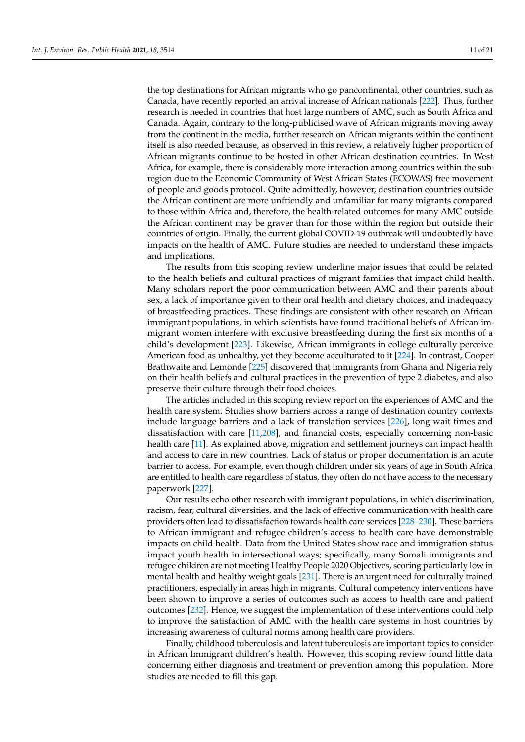the top destinations for African migrants who go pancontinental, other countries, such as Canada, have recently reported an arrival increase of African nationals [222]. Thus, further research is needed in countries that host large numbers of AMC, such as South Africa and Canada. Again, contrary to the long-publicised wave of African migrants moving away from the continent in the media, further research on African migrants within the continent itself is also needed because, as observed in this review, a relatively higher proportion of African migrants continue to be hosted in other African destination countries. In West Africa, for example, there is considerably more interaction among countries within the sub-region due to the Economic Community of West African States (ECOWAS) free movement of people and goods protocol. Quite admittedly, however, destination countries outside the African continent are more unfriendly and unfamiliar for many migrants compared to those within Africa and, therefore, the health-related outcomes for many AMC outside the African continent may be graver than for those within the region but outside their countries of origin. Finally, the current global COVID-19 outbreak will undoubtedly have impacts on the health of AMC. Future studies are needed to understand these impacts and implications.

The results from this scoping review underline major issues that could be related to the health beliefs and cultural practices of migrant families that impact child health. Many scholars report the poor communication between AMC and their parents about sex, a lack of importance given to their oral health and dietary choices, and inadequacy of breastfeeding practices. These findings are consistent with other research on African immigrant populations, in which scientists have found traditional beliefs of African immigrant women interfere with exclusive breastfeeding during the first six months of a child's development [223]. Likewise, African immigrants in college culturally perceive American food as unhealthy, yet they become acculturated to it [224]. In contrast, Cooper Brathwaite and Lemonde [225] discovered that immigrants from Ghana and Nigeria rely on their health beliefs and cultural practices in the prevention of type 2 diabetes, and also preserve their culture through their food choices.

The articles included in this scoping review report on the experiences of AMC and the health care system. Studies show barriers across a range of destination country contexts include language barriers and a lack of translation services [226], long wait times and dissatisfaction with care [11,208], and financial costs, especially concerning non-basic health care [11]. As explained above, migration and settlement journeys can impact health and access to care in new countries. Lack of status or proper documentation is an acute barrier to access. For example, even though children under six years of age in South Africa are entitled to health care regardless of status, they often do not have access to the necessary paperwork [227].

Our results echo other research with immigrant populations, in which discrimination, racism, fear, cultural diversities, and the lack of effective communication with health care providers often lead to dissatisfaction towards health care services [228–230]. These barriers to African immigrant and refugee children's access to health care have demonstrable impacts on child health. Data from the United States show race and immigration status impact youth health in intersectional ways; specifically, many Somali immigrants and refugee children are not meeting Healthy People 2020 Objectives, scoring particularly low in mental health and healthy weight goals [231]. There is an urgent need for culturally trained practitioners, especially in areas high in migrants. Cultural competency interventions have been shown to improve a series of outcomes such as access to health care and patient outcomes [232]. Hence, we suggest the implementation of these interventions could help to improve the satisfaction of AMC with the health care systems in host countries by increasing awareness of cultural norms among health care providers.

Finally, childhood tuberculosis and latent tuberculosis are important topics to consider in African Immigrant children's health. However, this scoping review found little data concerning either diagnosis and treatment or prevention among this population. More studies are needed to fill this gap.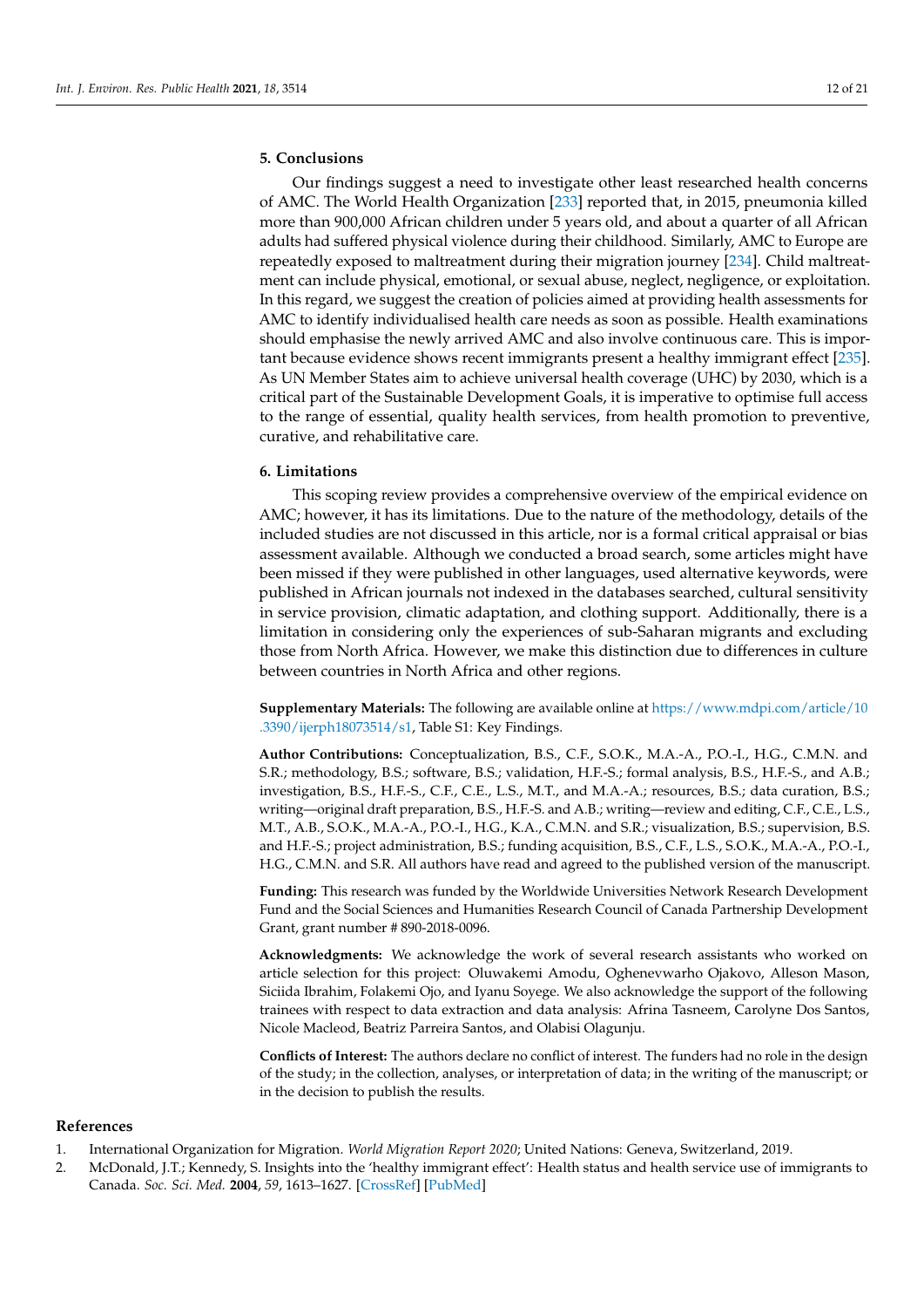## 5. Conclusions

Our findings suggest a need to investigate other least researched health concerns of AMC. The World Health Organization [233] reported that, in 2015, pneumonia killed more than 900,000 African children under 5 years old, and about a quarter of all African adults had suffered physical violence during their childhood. Similarly, AMC to Europe are repeatedly exposed to maltreatment during their migration journey [234]. Child maltreatment can include physical, emotional, or sexual abuse, neglect, negligence, or exploitation. In this regard, we suggest the creation of policies aimed at providing health assessments for AMC to identify individualised health care needs as soon as possible. Health examinations should emphasise the newly arrived AMC and also involve continuous care. This is important because evidence shows recent immigrants present a healthy immigrant effect [235]. As UN Member States aim to achieve universal health coverage (UHC) by 2030, which is a critical part of the Sustainable Development Goals, it is imperative to optimise full access to the range of essential, quality health services, from health promotion to preventive, curative, and rehabilitative care.

## 6. Limitations

This scoping review provides a comprehensive overview of the empirical evidence on AMC; however, it has its limitations. Due to the nature of the methodology, details of the included studies are not discussed in this article, nor is a formal critical appraisal or bias assessment available. Although we conducted a broad search, some articles might have been missed if they were published in other languages, used alternative keywords, were published in African journals not indexed in the databases searched, cultural sensitivity in service provision, climatic adaptation, and clothing support. Additionally, there is a limitation in considering only the experiences of sub-Saharan migrants and excluding those from North Africa. However, we make this distinction due to differences in culture between countries in North Africa and other regions.

**Supplementary Materials:** The following are available online at https://www.mdpi.com/article/10.3390/ijerph18073514/s1, Table S1: Key Findings.

**Author Contributions:** Conceptualization, B.S., C.F., S.O.K., M.A.-A., P.O.-I., H.G., C.M.N. and S.R.; methodology, B.S.; software, B.S.; validation, H.F.-S.; formal analysis, B.S., H.F.-S., and A.B.; investigation, B.S., H.F.-S., C.F., C.E., L.S., M.T., and M.A.-A.; resources, B.S.; data curation, B.S.; writing—original draft preparation, B.S., H.F.-S. and A.B.; writing—review and editing, C.F., C.E., L.S., M.T., A.B., S.O.K., M.A.-A., P.O.-I., H.G., K.A., C.M.N. and S.R.; visualization, B.S.; supervision, B.S. and H.F.-S.; project administration, B.S.; funding acquisition, B.S., C.F., L.S., S.O.K., M.A.-A., P.O.-I., H.G., C.M.N. and S.R. All authors have read and agreed to the published version of the manuscript.

**Funding:** This research was funded by the Worldwide Universities Network Research Development Fund and the Social Sciences and Humanities Research Council of Canada Partnership Development Grant, grant number # 890-2018-0096.

**Acknowledgments:** We acknowledge the work of several research assistants who worked on article selection for this project: Oluwakemi Amodu, Oghenevwarho Ojakovo, Alleson Mason, Siciida Ibrahim, Folakemi Ojo, and Iyanu Soyege. We also acknowledge the support of the following trainees with respect to data extraction and data analysis: Afrina Tasneem, Carolyne Dos Santos, Nicole Macleod, Beatriz Parreira Santos, and Olabisi Olagunju.

**Conflicts of Interest:** The authors declare no conflict of interest. The funders had no role in the design of the study; in the collection, analyses, or interpretation of data; in the writing of the manuscript; or in the decision to publish the results.

## References

1. International Organization for Migration. *World Migration Report 2020*; United Nations: Geneva, Switzerland, 2019.
2. McDonald, J.T.; Kennedy, S. Insights into the 'healthy immigrant effect': Health status and health service use of immigrants to Canada. *Soc. Sci. Med.* **2004**, *59*, 1613–1627. [CrossRef] [PubMed]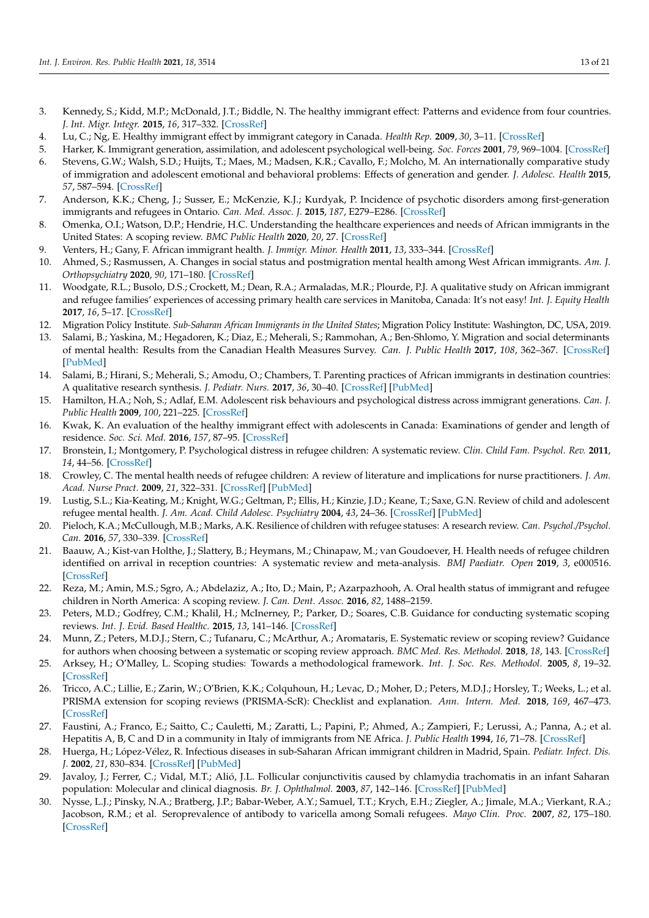3. Kennedy, S.; Kidd, M.P.; McDonald, J.T.; Biddle, N. The healthy immigrant effect: Patterns and evidence from four countries. *J. Int. Migr. Integr.* **2015**, *16*, 317–332. [CrossRef]
4. Lu, C.; Ng, E. Healthy immigrant effect by immigrant category in Canada. *Health Rep.* **2009**, *30*, 3–11. [CrossRef]
5. Harker, K. Immigrant generation, assimilation, and adolescent psychological well-being. *Soc. Forces* **2001**, *79*, 969–1004. [CrossRef]
6. Stevens, G.W.; Walsh, S.D.; Huijts, T.; Maes, M.; Madsen, K.R.; Cavallo, F.; Molcho, M. An internationally comparative study of immigration and adolescent emotional and behavioral problems: Effects of generation and gender. *J. Adolesc. Health* **2015**, *57*, 587–594. [CrossRef]
7. Anderson, K.K.; Cheng, J.; Susser, E.; McKenzie, K.J.; Kurdyak, P. Incidence of psychotic disorders among first-generation immigrants and refugees in Ontario. *Can. Med. Assoc. J.* **2015**, *187*, E279–E286. [CrossRef]
8. Omenka, O.I.; Watson, D.P.; Hendrie, H.C. Understanding the healthcare experiences and needs of African immigrants in the United States: A scoping review. *BMC Public Health* **2020**, *20*, 27. [CrossRef]
9. Venters, H.; Gany, F. African immigrant health. *J. Immigr. Minor. Health* **2011**, *13*, 333–344. [CrossRef]
10. Ahmed, S.; Rasmussen, A. Changes in social status and postmigration mental health among West African immigrants. *Am. J. Orthopsychiatry* **2020**, *90*, 171–180. [CrossRef]
11. Woodgate, R.L.; Busolo, D.S.; Crockett, M.; Dean, R.A.; Armaladas, M.R.; Plourde, P.J. A qualitative study on African immigrant and refugee families' experiences of accessing primary health care services in Manitoba, Canada: It's not easy! *Int. J. Equity Health* **2017**, *16*, 5–17. [CrossRef]
12. Migration Policy Institute. *Sub-Saharan African Immigrants in the United States*; Migration Policy Institute: Washington, DC, USA, 2019.
13. Salami, B.; Yaskina, M.; Hegadoren, K.; Diaz, E.; Meherali, S.; Rammohan, A.; Ben-Shlomo, Y. Migration and social determinants of mental health: Results from the Canadian Health Measures Survey. *Can. J. Public Health* **2017**, *108*, 362–367. [CrossRef] [PubMed]
14. Salami, B.; Hirani, S.; Meherali, S.; Amodu, O.; Chambers, T. Parenting practices of African immigrants in destination countries: A qualitative research synthesis. *J. Pediatr. Nurs.* **2017**, *36*, 30–40. [CrossRef] [PubMed]
15. Hamilton, H.A.; Noh, S.; Adlaf, E.M. Adolescent risk behaviours and psychological distress across immigrant generations. *Can. J. Public Health* **2009**, *100*, 221–225. [CrossRef]
16. Kwak, K. An evaluation of the healthy immigrant effect with adolescents in Canada: Examinations of gender and length of residence. *Soc. Sci. Med.* **2016**, *157*, 87–95. [CrossRef]
17. Bronstein, I.; Montgomery, P. Psychological distress in refugee children: A systematic review. *Clin. Child Fam. Psychol. Rev.* **2011**, *14*, 44–56. [CrossRef]
18. Crowley, C. The mental health needs of refugee children: A review of literature and implications for nurse practitioners. *J. Am. Acad. Nurse Pract.* **2009**, *21*, 322–331. [CrossRef] [PubMed]
19. Lustig, S.L.; Kia-Keating, M.; Knight, W.G.; Geltman, P.; Ellis, H.; Kinzie, J.D.; Keane, T.; Saxe, G.N. Review of child and adolescent refugee mental health. *J. Am. Acad. Child Adolesc. Psychiatry* **2004**, *43*, 24–36. [CrossRef] [PubMed]
20. Pieloch, K.A.; McCullough, M.B.; Marks, A.K. Resilience of children with refugee statuses: A research review. *Can. Psychol./Psychol. Can.* **2016**, *57*, 330–339. [CrossRef]
21. Baauw, A.; Kist-van Holthe, J.; Slattery, B.; Heymans, M.; Chinapaw, M.; van Goudoever, H. Health needs of refugee children identified on arrival in reception countries: A systematic review and meta-analysis. *BMJ Paediatr. Open* **2019**, *3*, e000516. [CrossRef]
22. Reza, M.; Amin, M.S.; Sgro, A.; Abdelaziz, A.; Ito, D.; Main, P.; Azarpazhooh, A. Oral health status of immigrant and refugee children in North America: A scoping review. *J. Can. Dent. Assoc.* **2016**, *82*, 1488–2159.
23. Peters, M.D.; Godfrey, C.M.; Khalil, H.; McInerney, P.; Parker, D.; Soares, C.B. Guidance for conducting systematic scoping reviews. *Int. J. Evid. Based Healthc.* **2015**, *13*, 141–146. [CrossRef]
24. Munn, Z.; Peters, M.D.J.; Stern, C.; Tufanaru, C.; McArthur, A.; Aromataris, E. Systematic review or scoping review? Guidance for authors when choosing between a systematic or scoping review approach. *BMC Med. Res. Methodol.* **2018**, *18*, 143. [CrossRef]
25. Arksey, H.; O'Malley, L. Scoping studies: Towards a methodological framework. *Int. J. Soc. Res. Methodol.* **2005**, *8*, 19–32. [CrossRef]
26. Tricco, A.C.; Lillie, E.; Zarin, W.; O'Brien, K.K.; Colquhoun, H.; Levac, D.; Moher, D.; Peters, M.D.J.; Horsley, T.; Weeks, L.; et al. PRISMA extension for scoping reviews (PRISMA-ScR): Checklist and explanation. *Ann. Intern. Med.* **2018**, *169*, 467–473. [CrossRef]
27. Faustini, A.; Franco, E.; Saitto, C.; Cauletti, M.; Zaratti, L.; Papini, P.; Ahmed, A.; Zampieri, F.; Lerussi, A.; Panna, A.; et al. Hepatitis A, B, C and D in a community in Italy of immigrants from NE Africa. *J. Public Health* **1994**, *16*, 71–78. [CrossRef]
28. Huerga, H.; López-Vélez, R. Infectious diseases in sub-Saharan African immigrant children in Madrid, Spain. *Pediatr. Infect. Dis. J.* **2002**, *21*, 830–834. [CrossRef] [PubMed]
29. Javaloy, J.; Ferrer, C.; Vidal, M.T.; Alió, J.L. Follicular conjunctivitis caused by chlamydia trachomatis in an infant Saharan population: Molecular and clinical diagnosis. *Br. J. Ophthalmol.* **2003**, *87*, 142–146. [CrossRef] [PubMed]
30. Nysse, L.J.; Pinsky, N.A.; Bratberg, J.P.; Babar-Weber, A.Y.; Samuel, T.T.; Krych, E.H.; Ziegler, A.; Jimale, M.A.; Vierkant, R.A.; Jacobson, R.M.; et al. Seroprevalence of antibody to varicella among Somali refugees. *Mayo Clin. Proc.* **2007**, *82*, 175–180. [CrossRef]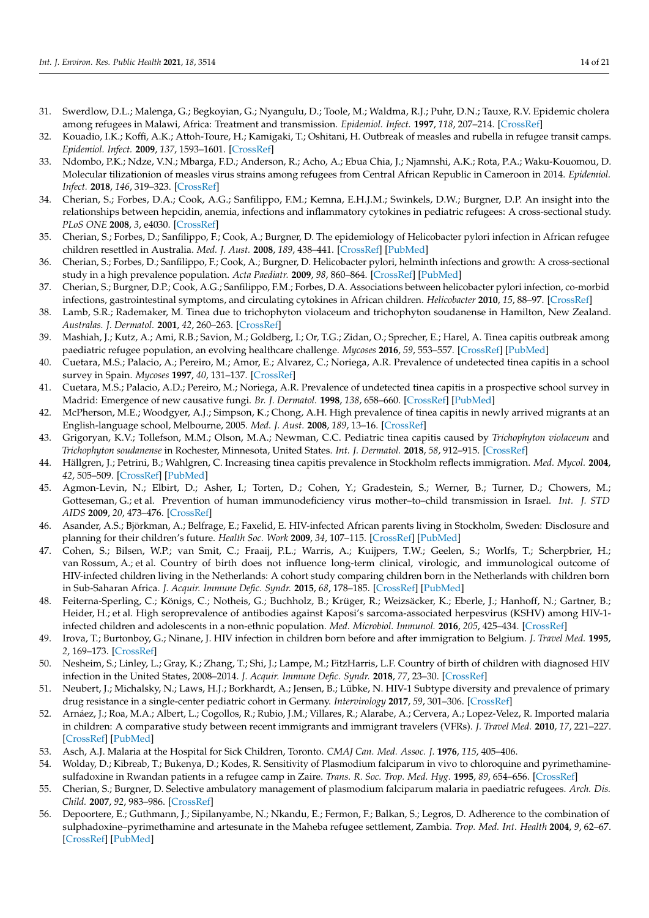31. Swerdlow, D.L.; Malenga, G.; Begkoyian, G.; Nyangulu, D.; Toole, M.; Waldma, R.J.; Puhr, D.N.; Tauxe, R.V. Epidemic cholera among refugees in Malawi, Africa: Treatment and transmission. *Epidemiol. Infect.* **1997**, *118*, 207–214. [CrossRef]
32. Kouadio, I.K.; Koffi, A.K.; Attoh-Toure, H.; Kamigaki, T.; Oshitani, H. Outbreak of measles and rubella in refugee transit camps. *Epidemiol. Infect.* **2009**, *137*, 1593–1601. [CrossRef]
33. Ndombo, P.K.; Ndze, V.N.; Mbarga, F.D.; Anderson, R.; Acho, A.; Ebua Chia, J.; Njamnshi, A.K.; Rota, P.A.; Waku-Kouomou, D. Molecular tilizationie of measles virus strains among refugees from Central African Republic in Cameroon in 2014. *Epidemiol. Infect.* **2018**, *146*, 319–323. [CrossRef]
34. Cherian, S.; Forbes, D.A.; Cook, A.G.; Sanfilippo, F.M.; Kemna, E.H.J.M.; Swinkels, D.W.; Burgner, D.P. An insight into the relationships between hepcidin, anemia, infections and inflammatory cytokines in pediatric refugees: A cross-sectional study. *PLoS ONE* **2008**, *3*, e4030. [CrossRef]
35. Cherian, S.; Forbes, D.; Sanfilippo, F.; Cook, A.; Burgner, D. The epidemiology of Helicobacter pylori infection in African refugee children resettled in Australia. *Med. J. Aust.* **2008**, *189*, 438–441. [CrossRef] [PubMed]
36. Cherian, S.; Forbes, D.; Sanfilippo, F.; Cook, A.; Burgner, D. Helicobacter pylori, helminth infections and growth: A cross-sectional study in a high prevalence population. *Acta Paediatr.* **2009**, *98*, 860–864. [CrossRef] [PubMed]
37. Cherian, S.; Burgner, D.P.; Cook, A.G.; Sanfilippo, F.M.; Forbes, D.A. Associations between helicobacter pylori infection, co-morbid infections, gastrointestinal symptoms, and circulating cytokines in African children. *Helicobacter* **2010**, *15*, 88–97. [CrossRef]
38. Lamb, S.R.; Rademaker, M. Tinea due to trichophyton violaceum and trichophyton soudanense in Hamilton, New Zealand. *Australas. J. Dermatol.* **2001**, *42*, 260–263. [CrossRef]
39. Mashiah, J.; Kutz, A.; Ami, R.B.; Savion, M.; Goldberg, I.; Or, T.G.; Zidan, O.; Sprecher, E.; Harel, A. Tinea capitis outbreak among paediatric refugee population, an evolving healthcare challenge. *Mycoses* **2016**, *59*, 553–557. [CrossRef] [PubMed]
40. Cuetara, M.S.; Palacio, A.; Pereiro, M.; Amor, E.; Alvarez, C.; Noriega, A.R. Prevalence of undetected tinea capitis in a school survey in Spain. *Mycoses* **1997**, *40*, 131–137. [CrossRef]
41. Cuetara, M.S.; Palacio, A.D.; Pereiro, M.; Noriega, A.R. Prevalence of undetected tinea capitis in a prospective school survey in Madrid: Emergence of new causative fungi. *Br. J. Dermatol.* **1998**, *138*, 658–660. [CrossRef] [PubMed]
42. McPherson, M.E.; Woodgyer, A.J.; Simpson, K.; Chong, A.H. High prevalence of tinea capitis in newly arrived migrants at an English-language school, Melbourne, 2005. *Med. J. Aust.* **2008**, *189*, 13–16. [CrossRef]
43. Grigoryan, K.V.; Tollefson, M.M.; Olson, M.A.; Newman, C.C. Pediatric tinea capitis caused by *Trichophyton violaceum* and *Trichophyton soudanense* in Rochester, Minnesota, United States. *Int. J. Dermatol.* **2018**, *58*, 912–915. [CrossRef]
44. Hällgren, J.; Petrini, B.; Wahlgren, C. Increasing tinea capitis prevalence in Stockholm reflects immigration. *Med. Mycol.* **2004**, *42*, 505–509. [CrossRef] [PubMed]
45. Agmon-Levin, N.; Elbirt, D.; Asher, I.; Torten, D.; Cohen, Y.; Gradestein, S.; Werner, B.; Turner, D.; Chowers, M.; Gotteseman, G.; et al. Prevention of human immunodeficiency virus mother–to–child transmission in Israel. *Int. J. STD AIDS* **2009**, *20*, 473–476. [CrossRef]
46. Asander, A.S.; Björkman, A.; Belfrage, E.; Faxelid, E. HIV-infected African parents living in Stockholm, Sweden: Disclosure and planning for their children's future. *Health Soc. Work* **2009**, *34*, 107–115. [CrossRef] [PubMed]
47. Cohen, S.; Bilsen, W.P.; van Smit, C.; Fraaij, P.L.; Warris, A.; Kuijpers, T.W.; Geelen, S.; Worlfs, T.; Scherpbrier, H.; van Rossum, A.; et al. Country of birth does not influence long-term clinical, virologic, and immunological outcome of HIV-infected children living in the Netherlands: A cohort study comparing children born in the Netherlands with children born in Sub-Saharan Africa. *J. Acquir. Immune Defic. Syndr.* **2015**, *68*, 178–185. [CrossRef] [PubMed]
48. Feiterna-Sperling, C.; Königs, C.; Notheis, G.; Buchholz, B.; Krüger, R.; Weizsäcker, K.; Eberle, J.; Hanhoff, N.; Gartner, B.; Heider, H.; et al. High seroprevalence of antibodies against Kaposi's sarcoma-associated herpesvirus (KSHV) among HIV-1-infected children and adolescents in a non-ethnic population. *Med. Microbiol. Immunol.* **2016**, *205*, 425–434. [CrossRef]
49. Irova, T.; Burtonboy, G.; Ninane, J. HIV infection in children born before and after immigration to Belgium. *J. Travel Med.* **1995**, *2*, 169–173. [CrossRef]
50. Nesheim, S.; Linley, L.; Gray, K.; Zhang, T.; Shi, J.; Lampe, M.; FitzHarris, L.F. Country of birth of children with diagnosed HIV infection in the United States, 2008–2014. *J. Acquir. Immune Defic. Syndr.* **2018**, *77*, 23–30. [CrossRef]
51. Neubert, J.; Michalsky, N.; Laws, H.J.; Borkhardt, A.; Jensen, B.; Lübke, N. HIV-1 Subtype diversity and prevalence of primary drug resistance in a single-center pediatric cohort in Germany. *Intervirology* **2017**, *59*, 301–306. [CrossRef]
52. Arnáez, J.; Roa, M.A.; Albert, L.; Cogollos, R.; Rubio, J.M.; Villares, R.; Alarabe, A.; Cervera, A.; Lopez-Velez, R. Imported malaria in children: A comparative study between recent immigrants and immigrant travelers (VFRs). *J. Travel Med.* **2010**, *17*, 221–227. [CrossRef] [PubMed]
53. Asch, A.J. Malaria at the Hospital for Sick Children, Toronto. *CMAJ Can. Med. Assoc. J.* **1976**, *115*, 405–406.
54. Wolday, D.; Kibreab, T.; Bukenya, D.; Kodes, R. Sensitivity of Plasmodium falciparum in vivo to chloroquine and pyrimethamine-sulfadoxine in Rwandan patients in a refugee camp in Zaire. *Trans. R. Soc. Trop. Med. Hyg.* **1995**, *89*, 654–656. [CrossRef]
55. Cherian, S.; Burgner, D. Selective ambulatory management of plasmodium falciparum malaria in paediatric refugees. *Arch. Dis. Child.* **2007**, *92*, 983–986. [CrossRef]
56. Depoortere, E.; Guthmann, J.; Sipilanyambe, N.; Nkandu, E.; Fermon, F.; Balkan, S.; Legros, D. Adherence to the combination of sulphadoxine–pyrimethamine and artesunate in the Maheba refugee settlement, Zambia. *Trop. Med. Int. Health* **2004**, *9*, 62–67. [CrossRef] [PubMed]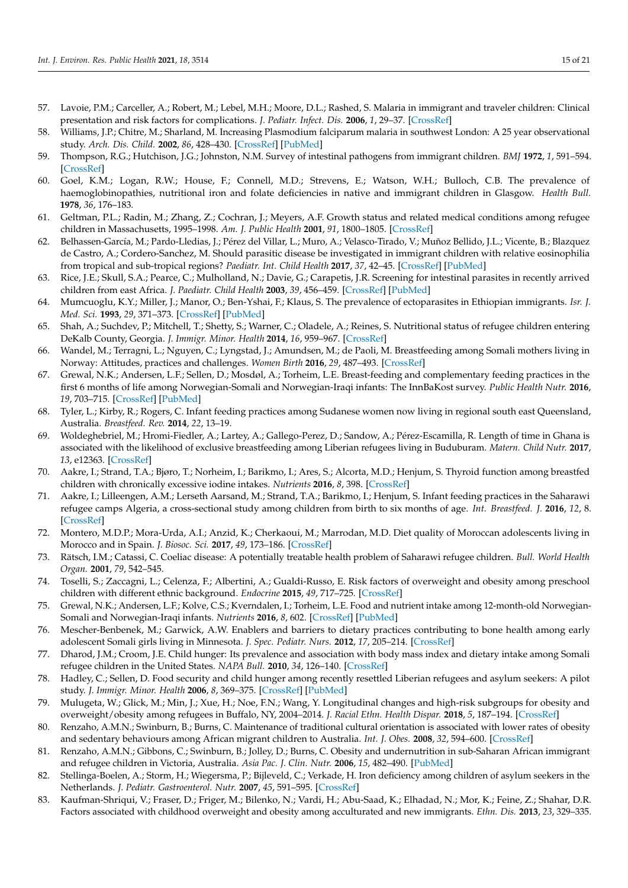57. Lavoie, P.M.; Carceller, A.; Robert, M.; Lebel, M.H.; Moore, D.L.; Rashed, S. Malaria in immigrant and traveler children: Clinical presentation and risk factors for complications. *J. Pediatr. Infect. Dis.* **2006**, *1*, 29–37. [CrossRef]
58. Williams, J.P.; Chitre, M.; Sharland, M. Increasing Plasmodium falciparum malaria in southwest London: A 25 year observational study. *Arch. Dis. Child.* **2002**, *86*, 428–430. [CrossRef] [PubMed]
59. Thompson, R.G.; Hutchison, J.G.; Johnston, N.M. Survey of intestinal pathogens from immigrant children. *BMJ* **1972**, *1*, 591–594. [CrossRef]
60. Goel, K.M.; Logan, R.W.; House, F.; Connell, M.D.; Strevens, E.; Watson, W.H.; Bulloch, C.B. The prevalence of haemoglobinopathies, nutritional iron and folate deficiencies in native and immigrant children in Glasgow. *Health Bull.* **1978**, *36*, 176–183.
61. Geltman, P.L.; Radin, M.; Zhang, Z.; Cochran, J.; Meyers, A.F. Growth status and related medical conditions among refugee children in Massachusetts, 1995–1998. *Am. J. Public Health* **2001**, *91*, 1800–1805. [CrossRef]
62. Belhassen-García, M.; Pardo-Lledias, J.; Pérez del Villar, L.; Muro, A.; Velasco-Tirado, V.; Muñoz Bellido, J.L.; Vicente, B.; Blazquez de Castro, A.; Cordero-Sanchez, M. Should parasitic disease be investigated in immigrant children with relative eosinophilia from tropical and sub-tropical regions? *Paediatr. Int. Child Health* **2017**, *37*, 42–45. [CrossRef] [PubMed]
63. Rice, J.E.; Skull, S.A.; Pearce, C.; Mulholland, N.; Davie, G.; Carapetis, J.R. Screening for intestinal parasites in recently arrived children from east Africa. *J. Paediatr. Child Health* **2003**, *39*, 456–459. [CrossRef] [PubMed]
64. Mumcuoglu, K.Y.; Miller, J.; Manor, O.; Ben-Yshai, F.; Klaus, S. The prevalence of ectoparasites in Ethiopian immigrants. *Isr. J. Med. Sci.* **1993**, *29*, 371–373. [CrossRef] [PubMed]
65. Shah, A.; Suchdev, P.; Mitchell, T.; Shetty, S.; Warner, C.; Oladele, A.; Reines, S. Nutritional status of refugee children entering DeKalb County, Georgia. *J. Immigr. Minor. Health* **2014**, *16*, 959–967. [CrossRef]
66. Wandel, M.; Terragni, L.; Nguyen, C.; Lyngstad, J.; Amundsen, M.; de Paoli, M. Breastfeeding among Somali mothers living in Norway: Attitudes, practices and challenges. *Women Birth* **2016**, *29*, 487–493. [CrossRef]
67. Grewal, N.K.; Andersen, L.F.; Sellen, D.; Mosdøl, A.; Torheim, L.E. Breast-feeding and complementary feeding practices in the first 6 months of life among Norwegian-Somali and Norwegian-Iraqi infants: The InnBaKost survey. *Public Health Nutr.* **2016**, *19*, 703–715. [CrossRef] [PubMed]
68. Tyler, L.; Kirby, R.; Rogers, C. Infant feeding practices among Sudanese women now living in regional south east Queensland, Australia. *Breastfeed. Rev.* **2014**, *22*, 13–19.
69. Woldeghebriel, M.; Hromi-Fiedler, A.; Lartey, A.; Gallego-Perez, D.; Sandow, A.; Pérez-Escamilla, R. Length of time in Ghana is associated with the likelihood of exclusive breastfeeding among Liberian refugees living in Buduburam. *Matern. Child Nutr.* **2017**, *13*, e12363. [CrossRef]
70. Aakre, I.; Strand, T.A.; Bjøro, T.; Norheim, I.; Barikmo, I.; Ares, S.; Alcorta, M.D.; Henjum, S. Thyroid function among breastfed children with chronically excessive iodine intakes. *Nutrients* **2016**, *8*, 398. [CrossRef]
71. Aakre, I.; Lilleengen, A.M.; Lerseth Aarsand, M.; Strand, T.A.; Barikmo, I.; Henjum, S. Infant feeding practices in the Saharawi refugee camps Algeria, a cross-sectional study among children from birth to six months of age. *Int. Breastfeed. J.* **2016**, *12*, 8. [CrossRef]
72. Montero, M.D.P.; Mora-Urda, A.I.; Anzid, K.; Cherkaoui, M.; Marrodan, M.D. Diet quality of Moroccan adolescents living in Morocco and in Spain. *J. Biosoc. Sci.* **2017**, *49*, 173–186. [CrossRef]
73. Rätsch, I.M.; Catassi, C. Coeliac disease: A potentially treatable health problem of Saharawi refugee children. *Bull. World Health Organ.* **2001**, *79*, 542–545.
74. Toselli, S.; Zaccagni, L.; Celenza, F.; Albertini, A.; Gualdi-Russo, E. Risk factors of overweight and obesity among preschool children with different ethnic background. *Endocrine* **2015**, *49*, 717–725. [CrossRef]
75. Grewal, N.K.; Andersen, L.F.; Kolve, C.S.; Kverndalen, I.; Torheim, L.E. Food and nutrient intake among 12-month-old Norwegian-Somali and Norwegian-Iraqi infants. *Nutrients* **2016**, *8*, 602. [CrossRef] [PubMed]
76. Mescher-Benbenek, M.; Garwick, A.W. Enablers and barriers to dietary practices contributing to bone health among early adolescent Somali girls living in Minnesota. *J. Spec. Pediatr. Nurs.* **2012**, *17*, 205–214. [CrossRef]
77. Dharod, J.M.; Croom, J.E. Child hunger: Its prevalence and association with body mass index and dietary intake among Somali refugee children in the United States. *NAPA Bull.* **2010**, *34*, 126–140. [CrossRef]
78. Hadley, C.; Sellen, D. Food security and child hunger among recently resettled Liberian refugees and asylum seekers: A pilot study. *J. Immigr. Minor. Health* **2006**, *8*, 369–375. [CrossRef] [PubMed]
79. Mulugeta, W.; Glick, M.; Min, J.; Xue, H.; Noe, F.N.; Wang, Y. Longitudinal changes and high-risk subgroups for obesity and overweight/obesity among refugees in Buffalo, NY, 2004–2014. *J. Racial Ethn. Health Dispar.* **2018**, *5*, 187–194. [CrossRef]
80. Renzaho, A.M.N.; Swinburn, B.; Burns, C. Maintenance of traditional cultural orientation is associated with lower rates of obesity and sedentary behaviours among African migrant children to Australia. *Int. J. Obes.* **2008**, *32*, 594–600. [CrossRef]
81. Renzaho, A.M.N.; Gibbons, C.; Swinburn, B.; Jolley, D.; Burns, C. Obesity and undernutrition in sub-Saharan African immigrant and refugee children in Victoria, Australia. *Asia Pac. J. Clin. Nutr.* **2006**, *15*, 482–490. [PubMed]
82. Stellinga-Boelen, A.; Storm, H.; Wiegersma, P.; Bijleveld, C.; Verkade, H. Iron deficiency among children of asylum seekers in the Netherlands. *J. Pediatr. Gastroenterol. Nutr.* **2007**, *45*, 591–595. [CrossRef]
83. Kaufman-Shriqui, V.; Fraser, D.; Friger, M.; Bilenko, N.; Vardi, H.; Abu-Saad, K.; Elhadad, N.; Mor, K.; Feine, Z.; Shahar, D.R. Factors associated with childhood overweight and obesity among acculturated and new immigrants. *Ethn. Dis.* **2013**, *23*, 329–335.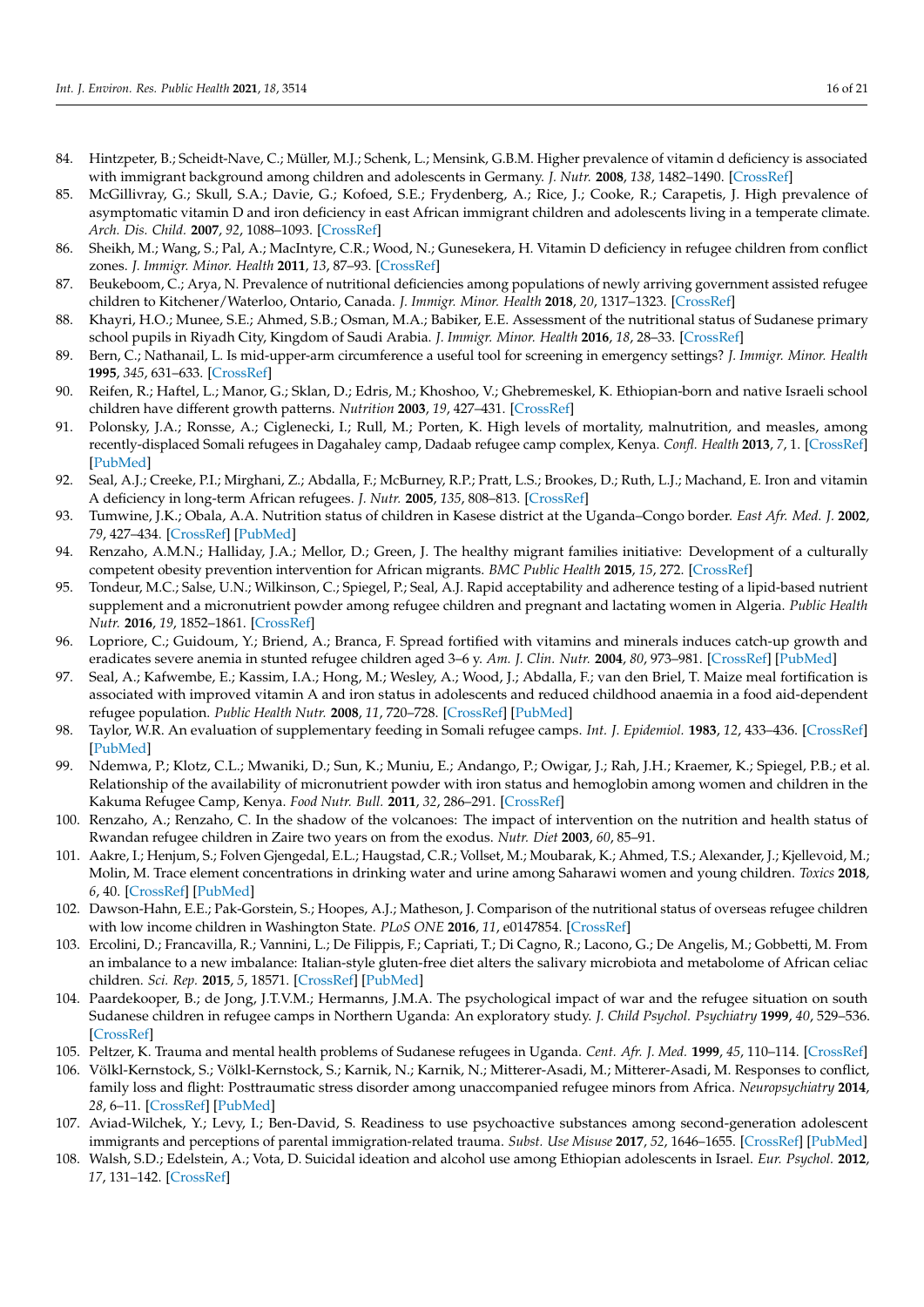84. Hintzpeter, B.; Scheidt-Nave, C.; Müller, M.J.; Schenk, L.; Mensink, G.B.M. Higher prevalence of vitamin d deficiency is associated with immigrant background among children and adolescents in Germany. *J. Nutr.* **2008**, *138*, 1482–1490. [CrossRef]
85. McGillivray, G.; Skull, S.A.; Davie, G.; Kofoed, S.E.; Frydenberg, A.; Rice, J.; Cooke, R.; Carapetis, J. High prevalence of asymptomatic vitamin D and iron deficiency in east African immigrant children and adolescents living in a temperate climate. *Arch. Dis. Child.* **2007**, *92*, 1088–1093. [CrossRef]
86. Sheikh, M.; Wang, S.; Pal, A.; MacIntyre, C.R.; Wood, N.; Gunesekera, H. Vitamin D deficiency in refugee children from conflict zones. *J. Immigr. Minor. Health* **2011**, *13*, 87–93. [CrossRef]
87. Beukeboom, C.; Arya, N. Prevalence of nutritional deficiencies among populations of newly arriving government assisted refugee children to Kitchener/Waterloo, Ontario, Canada. *J. Immigr. Minor. Health* **2018**, *20*, 1317–1323. [CrossRef]
88. Khayri, H.O.; Munee, S.E.; Ahmed, S.B.; Osman, M.A.; Babiker, E.E. Assessment of the nutritional status of Sudanese primary school pupils in Riyadh City, Kingdom of Saudi Arabia. *J. Immigr. Minor. Health* **2016**, *18*, 28–33. [CrossRef]
89. Bern, C.; Nathanail, L. Is mid-upper-arm circumference a useful tool for screening in emergency settings? *J. Immigr. Minor. Health* **1995**, *345*, 631–633. [CrossRef]
90. Reifen, R.; Haftel, L.; Manor, G.; Sklan, D.; Edris, M.; Khoshoo, V.; Ghebremeskel, K. Ethiopian-born and native Israeli school children have different growth patterns. *Nutrition* **2003**, *19*, 427–431. [CrossRef]
91. Polonsky, J.A.; Ronsse, A.; Ciglenecki, I.; Rull, M.; Porten, K. High levels of mortality, malnutrition, and measles, among recently-displaced Somali refugees in Dagahaley camp, Dadaab refugee camp complex, Kenya. *Confl. Health* **2013**, *7*, 1. [CrossRef] [PubMed]
92. Seal, A.J.; Creeke, P.I.; Mirghani, Z.; Abdalla, F.; McBurney, R.P.; Pratt, L.S.; Brookes, D.; Ruth, L.J.; Machand, E. Iron and vitamin A deficiency in long-term African refugees. *J. Nutr.* **2005**, *135*, 808–813. [CrossRef]
93. Tumwine, J.K.; Obala, A.A. Nutrition status of children in Kasese district at the Uganda–Congo border. *East Afr. Med. J.* **2002**, *79*, 427–434. [CrossRef] [PubMed]
94. Renzaho, A.M.N.; Halliday, J.A.; Mellor, D.; Green, J. The healthy migrant families initiative: Development of a culturally competent obesity prevention intervention for African migrants. *BMC Public Health* **2015**, *15*, 272. [CrossRef]
95. Tondeur, M.C.; Salse, U.N.; Wilkinson, C.; Spiegel, P.; Seal, A.J. Rapid acceptability and adherence testing of a lipid-based nutrient supplement and a micronutrient powder among refugee children and pregnant and lactating women in Algeria. *Public Health Nutr.* **2016**, *19*, 1852–1861. [CrossRef]
96. Lopriore, C.; Guidoum, Y.; Briend, A.; Branca, F. Spread fortified with vitamins and minerals induces catch-up growth and eradicates severe anemia in stunted refugee children aged 3–6 y. *Am. J. Clin. Nutr.* **2004**, *80*, 973–981. [CrossRef] [PubMed]
97. Seal, A.; Kafwembe, E.; Kassim, I.A.; Hong, M.; Wesley, A.; Wood, J.; Abdalla, F.; van den Briel, T. Maize meal fortification is associated with improved vitamin A and iron status in adolescents and reduced childhood anaemia in a food aid-dependent refugee population. *Public Health Nutr.* **2008**, *11*, 720–728. [CrossRef] [PubMed]
98. Taylor, W.R. An evaluation of supplementary feeding in Somali refugee camps. *Int. J. Epidemiol.* **1983**, *12*, 433–436. [CrossRef] [PubMed]
99. Ndemwa, P.; Klotz, C.L.; Mwaniki, D.; Sun, K.; Muniu, E.; Andango, P.; Owigar, J.; Rah, J.H.; Kraemer, K.; Spiegel, P.B.; et al. Relationship of the availability of micronutrient powder with iron status and hemoglobin among women and children in the Kakuma Refugee Camp, Kenya. *Food Nutr. Bull.* **2011**, *32*, 286–291. [CrossRef]
100. Renzaho, A.; Renzaho, C. In the shadow of the volcanoes: The impact of intervention on the nutrition and health status of Rwandan refugee children in Zaire two years on from the exodus. *Nutr. Diet* **2003**, *60*, 85–91.
101. Aakre, I.; Henjum, S.; Folven Gjengedal, E.L.; Haugstad, C.R.; Vollset, M.; Moubarak, K.; Ahmed, T.S.; Alexander, J.; Kjellevoid, M.; Molin, M. Trace element concentrations in drinking water and urine among Saharawi women and young children. *Toxics* **2018**, *6*, 40. [CrossRef] [PubMed]
102. Dawson-Hahn, E.E.; Pak-Gorstein, S.; Hoopes, A.J.; Matheson, J. Comparison of the nutritional status of overseas refugee children with low income children in Washington State. *PLoS ONE* **2016**, *11*, e0147854. [CrossRef]
103. Ercolini, D.; Francavilla, R.; Vannini, L.; De Filippis, F.; Capriati, T.; Di Cagno, R.; Lacono, G.; De Angelis, M.; Gobbetti, M. From an imbalance to a new imbalance: Italian-style gluten-free diet alters the salivary microbiota and metabolome of African celiac children. *Sci. Rep.* **2015**, *5*, 18571. [CrossRef] [PubMed]
104. Paardekooper, B.; de Jong, J.T.V.M.; Hermanns, J.M.A. The psychological impact of war and the refugee situation on south Sudanese children in refugee camps in Northern Uganda: An exploratory study. *J. Child Psychol. Psychiatry* **1999**, *40*, 529–536. [CrossRef]
105. Peltzer, K. Trauma and mental health problems of Sudanese refugees in Uganda. *Cent. Afr. J. Med.* **1999**, *45*, 110–114. [CrossRef]
106. Völkl-Kernstock, S.; Völkl-Kernstock, S.; Karnik, N.; Karnik, N.; Mitterer-Asadi, M.; Mitterer-Asadi, M. Responses to conflict, family loss and flight: Posttraumatic stress disorder among unaccompanied refugee minors from Africa. *Neuropsychiatry* **2014**, *28*, 6–11. [CrossRef] [PubMed]
107. Aviad-Wilchek, Y.; Levy, I.; Ben-David, S. Readiness to use psychoactive substances among second-generation adolescent immigrants and perceptions of parental immigration-related trauma. *Subst. Use Misuse* **2017**, *52*, 1646–1655. [CrossRef] [PubMed]
108. Walsh, S.D.; Edelstein, A.; Vota, D. Suicidal ideation and alcohol use among Ethiopian adolescents in Israel. *Eur. Psychol.* **2012**, *17*, 131–142. [CrossRef]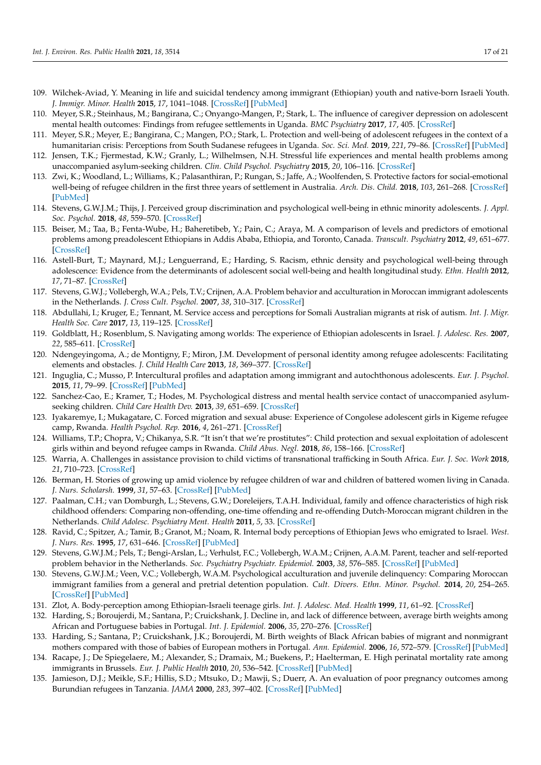109. Wilchek-Aviad, Y. Meaning in life and suicidal tendency among immigrant (Ethiopian) youth and native-born Israeli Youth. *J. Immigr. Minor. Health* **2015**, *17*, 1041–1048. [CrossRef] [PubMed]
110. Meyer, S.R.; Steinhaus, M.; Bangirana, C.; Onyango-Mangen, P.; Stark, L. The influence of caregiver depression on adolescent mental health outcomes: Findings from refugee settlements in Uganda. *BMC Psychiatry* **2017**, *17*, 405. [CrossRef]
111. Meyer, S.R.; Meyer, E.; Bangirana, C.; Mangen, P.O.; Stark, L. Protection and well-being of adolescent refugees in the context of a humanitarian crisis: Perceptions from South Sudanese refugees in Uganda. *Soc. Sci. Med.* **2019**, *221*, 79–86. [CrossRef] [PubMed]
112. Jensen, T.K.; Fjermestad, K.W.; Granly, L.; Wilhelmsen, N.H. Stressful life experiences and mental health problems among unaccompanied asylum-seeking children. *Clin. Child Psychol. Psychiatry* **2015**, *20*, 106–116. [CrossRef]
113. Zwi, K.; Woodland, L.; Williams, K.; Palasanthiran, P.; Rungan, S.; Jaffe, A.; Woolfenden, S. Protective factors for social-emotional well-being of refugee children in the first three years of settlement in Australia. *Arch. Dis. Child.* **2018**, *103*, 261–268. [CrossRef] [PubMed]
114. Stevens, G.W.J.M.; Thijs, J. Perceived group discrimination and psychological well-being in ethnic minority adolescents. *J. Appl. Soc. Psychol.* **2018**, *48*, 559–570. [CrossRef]
115. Beiser, M.; Taa, B.; Fenta-Wube, H.; Baheretibeb, Y.; Pain, C.; Araya, M. A comparison of levels and predictors of emotional problems among preadolescent Ethiopians in Addis Ababa, Ethiopia, and Toronto, Canada. *Transcult. Psychiatry* **2012**, *49*, 651–677. [CrossRef]
116. Astell-Burt, T.; Maynard, M.J.; Lenguerrand, E.; Harding, S. Racism, ethnic density and psychological well-being through adolescence: Evidence from the determinants of adolescent social well-being and health longitudinal study. *Ethn. Health* **2012**, *17*, 71–87. [CrossRef]
117. Stevens, G.W.J.; Vollebergh, W.A.; Pels, T.V.; Crijnen, A.A. Problem behavior and acculturation in Moroccan immigrant adolescents in the Netherlands. *J. Cross Cult. Psychol.* **2007**, *38*, 310–317. [CrossRef]
118. Abdullahi, I.; Kruger, E.; Tennant, M. Service access and perceptions for Somali Australian migrants at risk of autism. *Int. J. Migr. Health Soc. Care* **2017**, *13*, 119–125. [CrossRef]
119. Goldblatt, H.; Rosenblum, S. Navigating among worlds: The experience of Ethiopian adolescents in Israel. *J. Adolesc. Res.* **2007**, *22*, 585–611. [CrossRef]
120. Ndengeyingoma, A.; de Montigny, F.; Miron, J.M. Development of personal identity among refugee adolescents: Facilitating elements and obstacles. *J. Child Health Care* **2013**, *18*, 369–377. [CrossRef]
121. Inguglia, C.; Musso, P. Intercultural profiles and adaptation among immigrant and autochthonous adolescents. *Eur. J. Psychol.* **2015**, *11*, 79–99. [CrossRef] [PubMed]
122. Sanchez-Cao, E.; Kramer, T.; Hodes, M. Psychological distress and mental health service contact of unaccompanied asylum-seeking children. *Child Care Health Dev.* **2013**, *39*, 651–659. [CrossRef]
123. Iyakaremye, I.; Mukagatare, C. Forced migration and sexual abuse: Experience of Congolese adolescent girls in Kigeme refugee camp, Rwanda. *Health Psychol. Rep.* **2016**, *4*, 261–271. [CrossRef]
124. Williams, T.P.; Chopra, V.; Chikanya, S.R. "It isn't that we're prostitutes": Child protection and sexual exploitation of adolescent girls within and beyond refugee camps in Rwanda. *Child Abus. Negl.* **2018**, *86*, 158–166. [CrossRef]
125. Warria, A. Challenges in assistance provision to child victims of transnational trafficking in South Africa. *Eur. J. Soc. Work* **2018**, *21*, 710–723. [CrossRef]
126. Berman, H. Stories of growing up amid violence by refugee children of war and children of battered women living in Canada. *J. Nurs. Scholarsh.* **1999**, *31*, 57–63. [CrossRef] [PubMed]
127. Paalman, C.H.; van Domburgh, L.; Stevens, G.W.; Doreleijers, T.A.H. Individual, family and offence characteristics of high risk childhood offenders: Comparing non-offending, one-time offending and re-offending Dutch-Moroccan migrant children in the Netherlands. *Child Adolesc. Psychiatry Ment. Health* **2011**, *5*, 33. [CrossRef]
128. Ravid, C.; Spitzer, A.; Tamir, B.; Granot, M.; Noam, R. Internal body perceptions of Ethiopian Jews who emigrated to Israel. *West. J. Nurs. Res.* **1995**, *17*, 631–646. [CrossRef] [PubMed]
129. Stevens, G.W.J.M.; Pels, T.; Bengi-Arslan, L.; Verhulst, F.C.; Vollebergh, W.A.M.; Crijnen, A.A.M. Parent, teacher and self-reported problem behavior in the Netherlands. *Soc. Psychiatry Psychiatr. Epidemiol.* **2003**, *38*, 576–585. [CrossRef] [PubMed]
130. Stevens, G.W.J.M.; Veen, V.C.; Vollebergh, W.A.M. Psychological acculturation and juvenile delinquency: Comparing Moroccan immigrant families from a general and pretrial detention population. *Cult. Divers. Ethn. Minor. Psychol.* **2014**, *20*, 254–265. [CrossRef] [PubMed]
131. Zlot, A. Body-perception among Ethiopian-Israeli teenage girls. *Int. J. Adolesc. Med. Health* **1999**, *11*, 61–92. [CrossRef]
132. Harding, S.; Boroujerdi, M.; Santana, P.; Cruickshank, J. Decline in, and lack of difference between, average birth weights among African and Portuguese babies in Portugal. *Int. J. Epidemiol.* **2006**, *35*, 270–276. [CrossRef]
133. Harding, S.; Santana, P.; Cruickshank, J.K.; Boroujerdi, M. Birth weights of Black African babies of migrant and nonmigrant mothers compared with those of babies of European mothers in Portugal. *Ann. Epidemiol.* **2006**, *16*, 572–579. [CrossRef] [PubMed]
134. Racape, J.; De Spiegelaere, M.; Alexander, S.; Dramaix, M.; Buekens, P.; Haelterman, E. High perinatal mortality rate among immigrants in Brussels. *Eur. J. Public Health* **2010**, *20*, 536–542. [CrossRef] [PubMed]
135. Jamieson, D.J.; Meikle, S.F.; Hillis, S.D.; Mtsuko, D.; Mawji, S.; Duerr, A. An evaluation of poor pregnancy outcomes among Burundian refugees in Tanzania. *JAMA* **2000**, *283*, 397–402. [CrossRef] [PubMed]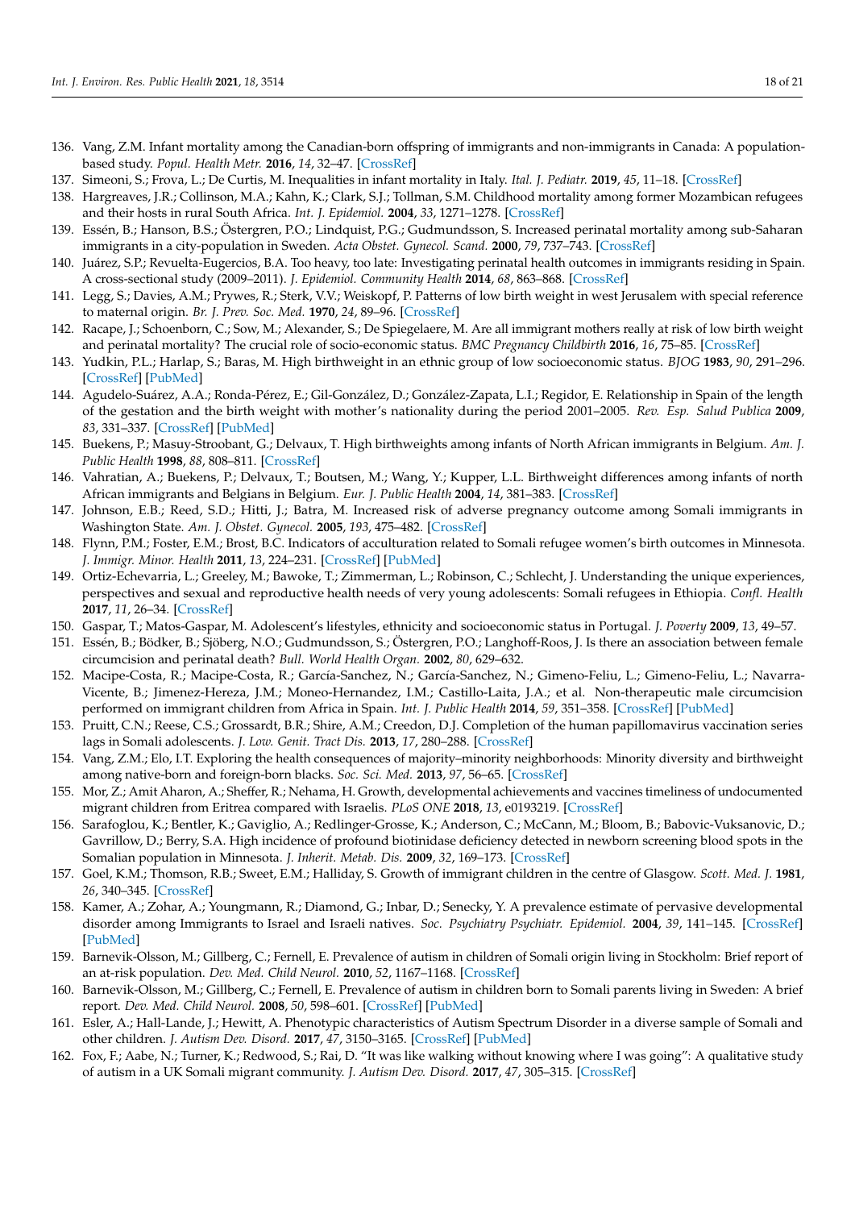136. Vang, Z.M. Infant mortality among the Canadian-born offspring of immigrants and non-immigrants in Canada: A population-based study. *Popul. Health Metr.* **2016**, *14*, 32–47. [CrossRef]
137. Simeoni, S.; Frova, L.; De Curtis, M. Inequalities in infant mortality in Italy. *Ital. J. Pediatr.* **2019**, *45*, 11–18. [CrossRef]
138. Hargreaves, J.R.; Collinson, M.A.; Kahn, K.; Clark, S.J.; Tollman, S.M. Childhood mortality among former Mozambican refugees and their hosts in rural South Africa. *Int. J. Epidemiol.* **2004**, *33*, 1271–1278. [CrossRef]
139. Essén, B.; Hanson, B.S.; Östergren, P.O.; Lindquist, P.G.; Gudmundsson, S. Increased perinatal mortality among sub-Saharan immigrants in a city-population in Sweden. *Acta Obstet. Gynecol. Scand.* **2000**, *79*, 737–743. [CrossRef]
140. Juárez, S.P.; Revuelta-Eugercios, B.A. Too heavy, too late: Investigating perinatal health outcomes in immigrants residing in Spain. A cross-sectional study (2009–2011). *J. Epidemiol. Community Health* **2014**, *68*, 863–868. [CrossRef]
141. Legg, S.; Davies, A.M.; Prywes, R.; Sterk, V.V.; Weiskopf, P. Patterns of low birth weight in west Jerusalem with special reference to maternal origin. *Br. J. Prev. Soc. Med.* **1970**, *24*, 89–96. [CrossRef]
142. Racape, J.; Schoenborn, C.; Sow, M.; Alexander, S.; De Spiegelaere, M. Are all immigrant mothers really at risk of low birth weight and perinatal mortality? The crucial role of socio-economic status. *BMC Pregnancy Childbirth* **2016**, *16*, 75–85. [CrossRef]
143. Yudkin, P.L.; Harlap, S.; Baras, M. High birthweight in an ethnic group of low socioeconomic status. *BJOG* **1983**, *90*, 291–296. [CrossRef] [PubMed]
144. Agudelo-Suárez, A.A.; Ronda-Pérez, E.; Gil-González, D.; González-Zapata, L.I.; Regidor, E. Relationship in Spain of the length of the gestation and the birth weight with mother's nationality during the period 2001–2005. *Rev. Esp. Salud Publica* **2009**, *83*, 331–337. [CrossRef] [PubMed]
145. Buekens, P.; Masuy-Stroobant, G.; Delvaux, T. High birthweights among infants of North African immigrants in Belgium. *Am. J. Public Health* **1998**, *88*, 808–811. [CrossRef]
146. Vahratian, A.; Buekens, P.; Delvaux, T.; Boutsen, M.; Wang, Y.; Kupper, L.L. Birthweight differences among infants of north African immigrants and Belgians in Belgium. *Eur. J. Public Health* **2004**, *14*, 381–383. [CrossRef]
147. Johnson, E.B.; Reed, S.D.; Hitti, J.; Batra, M. Increased risk of adverse pregnancy outcome among Somali immigrants in Washington State. *Am. J. Obstet. Gynecol.* **2005**, *193*, 475–482. [CrossRef]
148. Flynn, P.M.; Foster, E.M.; Brost, B.C. Indicators of acculturation related to Somali refugee women's birth outcomes in Minnesota. *J. Immigr. Minor. Health* **2011**, *13*, 224–231. [CrossRef] [PubMed]
149. Ortiz-Echevarria, L.; Greeley, M.; Bawoke, T.; Zimmerman, L.; Robinson, C.; Schlecht, J. Understanding the unique experiences, perspectives and sexual and reproductive health needs of very young adolescents: Somali refugees in Ethiopia. *Confl. Health* **2017**, *11*, 26–34. [CrossRef]
150. Gaspar, T.; Matos-Gaspar, M. Adolescent's lifestyles, ethnicity and socioeconomic status in Portugal. *J. Poverty* **2009**, *13*, 49–57.
151. Essén, B.; Bödker, B.; Sjöberg, N.O.; Gudmundsson, S.; Östergren, P.O.; Langhoff-Roos, J. Is there an association between female circumcision and perinatal death? *Bull. World Health Organ.* **2002**, *80*, 629–632.
152. Macipe-Costa, R.; Macipe-Costa, R.; García-Sanchez, N.; García-Sanchez, N.; Gimeno-Feliu, L.; Gimeno-Feliu, L.; Navarra-Vicente, B.; Jimenez-Hereza, J.M.; Moneo-Hernandez, I.M.; Castillo-Laita, J.A.; et al. Non-therapeutic male circumcision performed on immigrant children from Africa in Spain. *Int. J. Public Health* **2014**, *59*, 351–358. [CrossRef] [PubMed]
153. Pruitt, C.N.; Reese, C.S.; Grossardt, B.R.; Shire, A.M.; Creedon, D.J. Completion of the human papillomavirus vaccination series lags in Somali adolescents. *J. Low. Genit. Tract Dis.* **2013**, *17*, 280–288. [CrossRef]
154. Vang, Z.M.; Elo, I.T. Exploring the health consequences of majority–minority neighborhoods: Minority diversity and birthweight among native-born and foreign-born blacks. *Soc. Sci. Med.* **2013**, *97*, 56–65. [CrossRef]
155. Mor, Z.; Amit Aharon, A.; Sheffer, R.; Nehama, H. Growth, developmental achievements and vaccines timeliness of undocumented migrant children from Eritrea compared with Israelis. *PLoS ONE* **2018**, *13*, e0193219. [CrossRef]
156. Sarafoglou, K.; Bentler, K.; Gaviglio, A.; Redlinger-Grosse, K.; Anderson, C.; McCann, M.; Bloom, B.; Babovic-Vuksanovic, D.; Gavrillov, D.; Berry, S.A. High incidence of profound biotinidase deficiency detected in newborn screening blood spots in the Somalian population in Minnesota. *J. Inherit. Metab. Dis.* **2009**, *32*, 169–173. [CrossRef]
157. Goel, K.M.; Thomson, R.B.; Sweet, E.M.; Halliday, S. Growth of immigrant children in the centre of Glasgow. *Scott. Med. J.* **1981**, *26*, 340–345. [CrossRef]
158. Kamer, A.; Zohar, A.; Youngmann, R.; Diamond, G.; Inbar, D.; Senecky, Y. A prevalence estimate of pervasive developmental disorder among Immigrants to Israel and Israeli natives. *Soc. Psychiatry Psychiatr. Epidemiol.* **2004**, *39*, 141–145. [CrossRef] [PubMed]
159. Barnevik-Olsson, M.; Gillberg, C.; Fernell, E. Prevalence of autism in children of Somali origin living in Stockholm: Brief report of an at-risk population. *Dev. Med. Child Neurol.* **2010**, *52*, 1167–1168. [CrossRef]
160. Barnevik-Olsson, M.; Gillberg, C.; Fernell, E. Prevalence of autism in children born to Somali parents living in Sweden: A brief report. *Dev. Med. Child Neurol.* **2008**, *50*, 598–601. [CrossRef] [PubMed]
161. Esler, A.; Hall-Lande, J.; Hewitt, A. Phenotypic characteristics of Autism Spectrum Disorder in a diverse sample of Somali and other children. *J. Autism Dev. Disord.* **2017**, *47*, 3150–3165. [CrossRef] [PubMed]
162. Fox, F.; Aabe, N.; Turner, K.; Redwood, S.; Rai, D. "It was like walking without knowing where I was going": A qualitative study of autism in a UK Somali migrant community. *J. Autism Dev. Disord.* **2017**, *47*, 305–315. [CrossRef]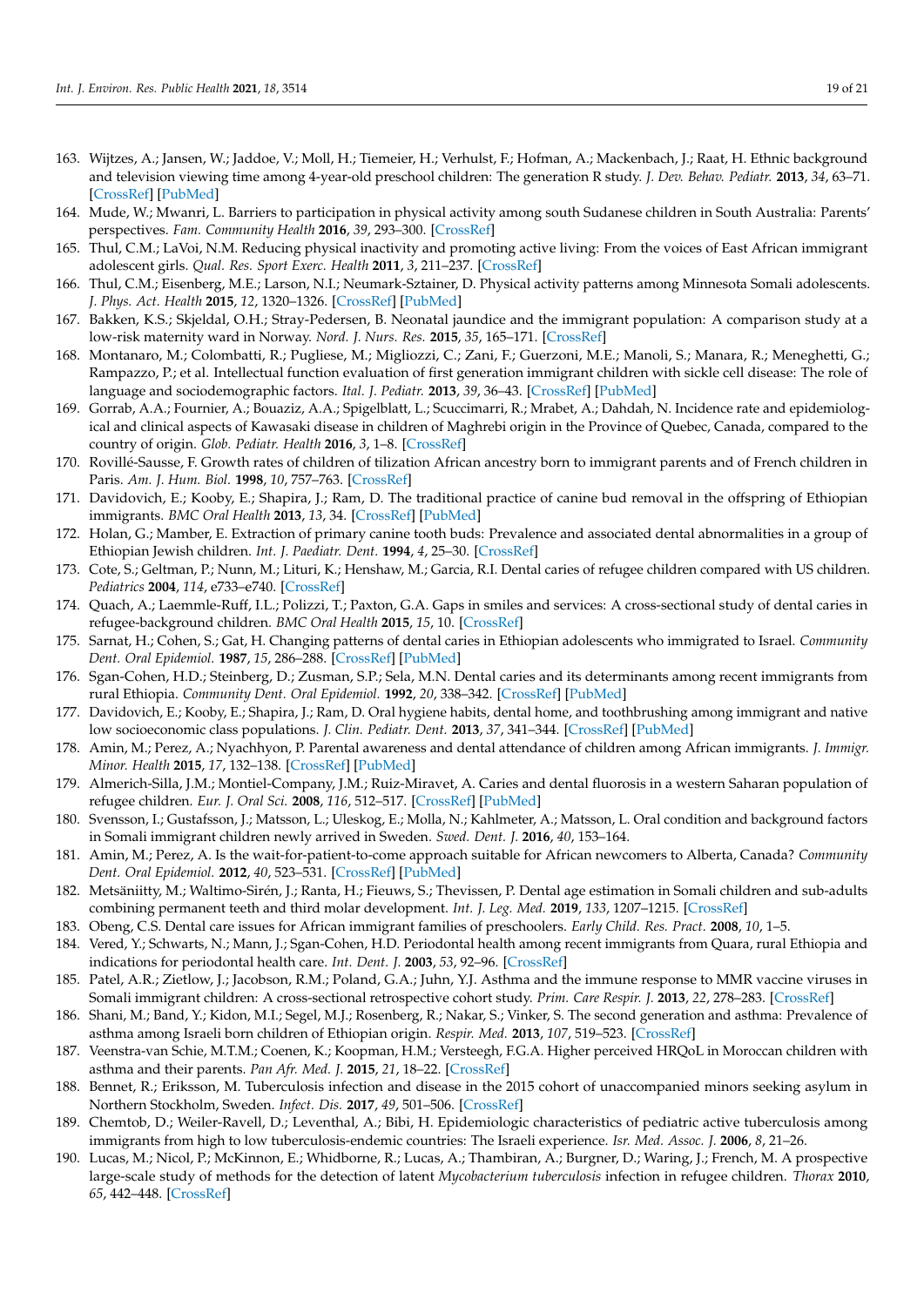163. Wijtzes, A.; Jansen, W.; Jaddoe, V.; Moll, H.; Tiemeier, H.; Verhulst, F.; Hofman, A.; Mackenbach, J.; Raat, H. Ethnic background and television viewing time among 4-year-old preschool children: The generation R study. *J. Dev. Behav. Pediatr.* **2013**, *34*, 63–71. [CrossRef] [PubMed]
164. Mude, W.; Mwanri, L. Barriers to participation in physical activity among south Sudanese children in South Australia: Parents' perspectives. *Fam. Community Health* **2016**, *39*, 293–300. [CrossRef]
165. Thul, C.M.; LaVoi, N.M. Reducing physical inactivity and promoting active living: From the voices of East African immigrant adolescent girls. *Qual. Res. Sport Exerc. Health* **2011**, *3*, 211–237. [CrossRef]
166. Thul, C.M.; Eisenberg, M.E.; Larson, N.I.; Neumark-Sztainer, D. Physical activity patterns among Minnesota Somali adolescents. *J. Phys. Act. Health* **2015**, *12*, 1320–1326. [CrossRef] [PubMed]
167. Bakken, K.S.; Skjeldal, O.H.; Stray-Pedersen, B. Neonatal jaundice and the immigrant population: A comparison study at a low-risk maternity ward in Norway. *Nord. J. Nurs. Res.* **2015**, *35*, 165–171. [CrossRef]
168. Montanaro, M.; Colombatti, R.; Pugliese, M.; Migliozzi, C.; Zani, F.; Guerzoni, M.E.; Manoli, S.; Manara, R.; Meneghetti, G.; Rampazzo, P.; et al. Intellectual function evaluation of first generation immigrant children with sickle cell disease: The role of language and sociodemographic factors. *Ital. J. Pediatr.* **2013**, *39*, 36–43. [CrossRef] [PubMed]
169. Gorrab, A.A.; Fournier, A.; Bouaziz, A.A.; Spigelblatt, L.; Scuccimarri, R.; Mrabet, A.; Dahdah, N. Incidence rate and epidemiological and clinical aspects of Kawasaki disease in children of Maghrebi origin in the Province of Quebec, Canada, compared to the country of origin. *Glob. Pediatr. Health* **2016**, *3*, 1–8. [CrossRef]
170. Rovillé-Sausse, F. Growth rates of children of tilization African ancestry born to immigrant parents and of French children in Paris. *Am. J. Hum. Biol.* **1998**, *10*, 757–763. [CrossRef]
171. Davidovich, E.; Kooby, E.; Shapira, J.; Ram, D. The traditional practice of canine bud removal in the offspring of Ethiopian immigrants. *BMC Oral Health* **2013**, *13*, 34. [CrossRef] [PubMed]
172. Holan, G.; Mamber, E. Extraction of primary canine tooth buds: Prevalence and associated dental abnormalities in a group of Ethiopian Jewish children. *Int. J. Paediatr. Dent.* **1994**, *4*, 25–30. [CrossRef]
173. Cote, S.; Geltman, P.; Nunn, M.; Lituri, K.; Henshaw, M.; Garcia, R.I. Dental caries of refugee children compared with US children. *Pediatrics* **2004**, *114*, e733–e740. [CrossRef]
174. Quach, A.; Laemmle-Ruff, I.L.; Polizzi, T.; Paxton, G.A. Gaps in smiles and services: A cross-sectional study of dental caries in refugee-background children. *BMC Oral Health* **2015**, *15*, 10. [CrossRef]
175. Sarnat, H.; Cohen, S.; Gat, H. Changing patterns of dental caries in Ethiopian adolescents who immigrated to Israel. *Community Dent. Oral Epidemiol.* **1987**, *15*, 286–288. [CrossRef] [PubMed]
176. Sgan-Cohen, H.D.; Steinberg, D.; Zusman, S.P.; Sela, M.N. Dental caries and its determinants among recent immigrants from rural Ethiopia. *Community Dent. Oral Epidemiol.* **1992**, *20*, 338–342. [CrossRef] [PubMed]
177. Davidovich, E.; Kooby, E.; Shapira, J.; Ram, D. Oral hygiene habits, dental home, and toothbrushing among immigrant and native low socioeconomic class populations. *J. Clin. Pediatr. Dent.* **2013**, *37*, 341–344. [CrossRef] [PubMed]
178. Amin, M.; Perez, A.; Nyachhyon, P. Parental awareness and dental attendance of children among African immigrants. *J. Immigr. Minor. Health* **2015**, *17*, 132–138. [CrossRef] [PubMed]
179. Almerich-Silla, J.M.; Montiel-Company, J.M.; Ruiz-Miravet, A. Caries and dental fluorosis in a western Saharan population of refugee children. *Eur. J. Oral Sci.* **2008**, *116*, 512–517. [CrossRef] [PubMed]
180. Svensson, I.; Gustafsson, J.; Matsson, L.; Uleskog, E.; Molla, N.; Kahlmeter, A.; Matsson, L. Oral condition and background factors in Somali immigrant children newly arrived in Sweden. *Swed. Dent. J.* **2016**, *40*, 153–164.
181. Amin, M.; Perez, A. Is the wait-for-patient-to-come approach suitable for African newcomers to Alberta, Canada? *Community Dent. Oral Epidemiol.* **2012**, *40*, 523–531. [CrossRef] [PubMed]
182. Metsäniitty, M.; Waltimo-Sirén, J.; Ranta, H.; Fieuws, S.; Thevissen, P. Dental age estimation in Somali children and sub-adults combining permanent teeth and third molar development. *Int. J. Leg. Med.* **2019**, *133*, 1207–1215. [CrossRef]
183. Obeng, C.S. Dental care issues for African immigrant families of preschoolers. *Early Child. Res. Pract.* **2008**, *10*, 1–5.
184. Vered, Y.; Schwarts, N.; Mann, J.; Sgan-Cohen, H.D. Periodontal health among recent immigrants from Quara, rural Ethiopia and indications for periodontal health care. *Int. Dent. J.* **2003**, *53*, 92–96. [CrossRef]
185. Patel, A.R.; Zietlow, J.; Jacobson, R.M.; Poland, G.A.; Juhn, Y.J. Asthma and the immune response to MMR vaccine viruses in Somali immigrant children: A cross-sectional retrospective cohort study. *Prim. Care Respir. J.* **2013**, *22*, 278–283. [CrossRef]
186. Shani, M.; Band, Y.; Kidon, M.I.; Segel, M.J.; Rosenberg, R.; Nakar, S.; Vinker, S. The second generation and asthma: Prevalence of asthma among Israeli born children of Ethiopian origin. *Respir. Med.* **2013**, *107*, 519–523. [CrossRef]
187. Veenstra-van Schie, M.T.M.; Coenen, K.; Koopman, H.M.; Versteegh, F.G.A. Higher perceived HRQoL in Moroccan children with asthma and their parents. *Pan Afr. Med. J.* **2015**, *21*, 18–22. [CrossRef]
188. Bennet, R.; Eriksson, M. Tuberculosis infection and disease in the 2015 cohort of unaccompanied minors seeking asylum in Northern Stockholm, Sweden. *Infect. Dis.* **2017**, *49*, 501–506. [CrossRef]
189. Chemtob, D.; Weiler-Ravell, D.; Leventhal, A.; Bibi, H. Epidemiologic characteristics of pediatric active tuberculosis among immigrants from high to low tuberculosis-endemic countries: The Israeli experience. *Isr. Med. Assoc. J.* **2006**, *8*, 21–26.
190. Lucas, M.; Nicol, P.; McKinnon, E.; Whidborne, R.; Lucas, A.; Thambiran, A.; Burgner, D.; Waring, J.; French, M. A prospective large-scale study of methods for the detection of latent *Mycobacterium tuberculosis* infection in refugee children. *Thorax* **2010**, *65*, 442–448. [CrossRef]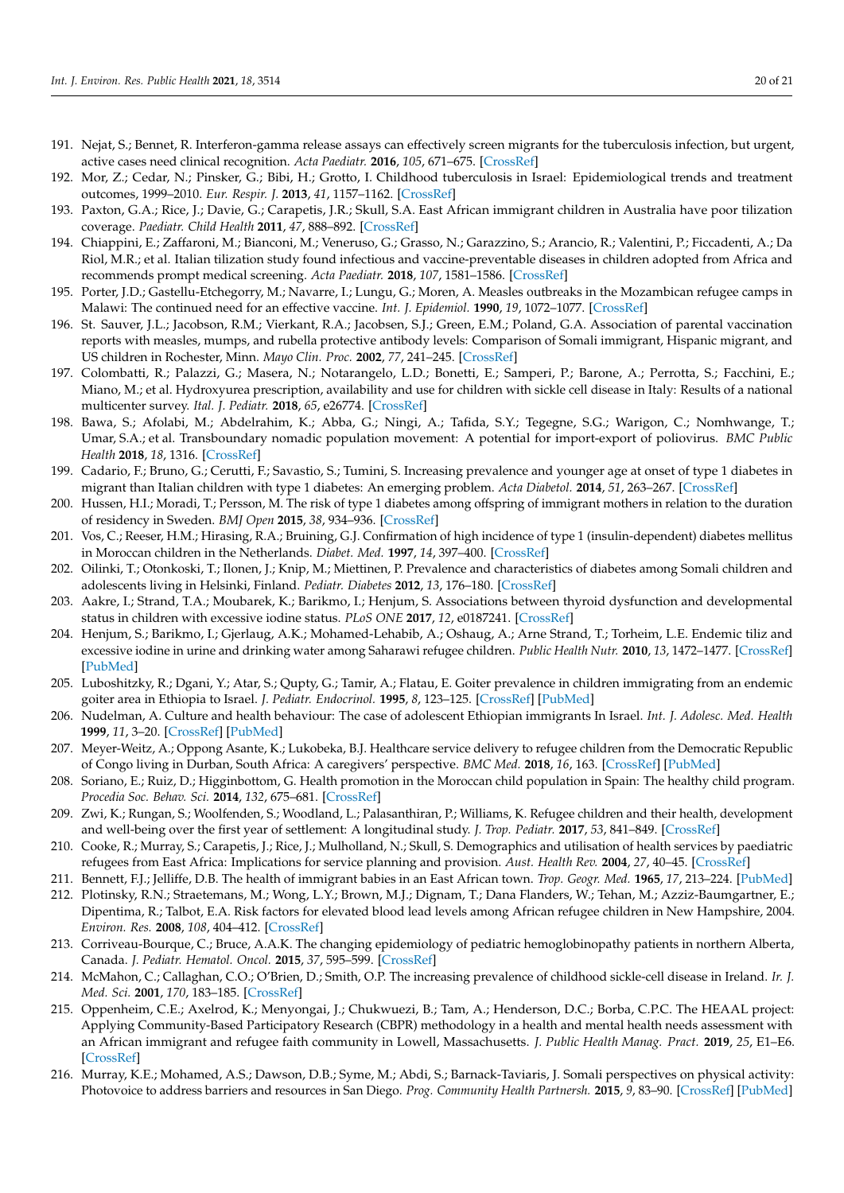191. Nejat, S.; Bennet, R. Interferon-gamma release assays can effectively screen migrants for the tuberculosis infection, but urgent, active cases need clinical recognition. *Acta Paediatr.* **2016**, *105*, 671–675. [CrossRef]
192. Mor, Z.; Cedar, N.; Pinsker, G.; Bibi, H.; Grotto, I. Childhood tuberculosis in Israel: Epidemiological trends and treatment outcomes, 1999–2010. *Eur. Respir. J.* **2013**, *41*, 1157–1162. [CrossRef]
193. Paxton, G.A.; Rice, J.; Davie, G.; Carapetis, J.R.; Skull, S.A. East African immigrant children in Australia have poor tilization coverage. *Paediatr. Child Health* **2011**, *47*, 888–892. [CrossRef]
194. Chiappini, E.; Zaffaroni, M.; Bianconi, M.; Veneruso, G.; Grasso, N.; Garazzino, S.; Arancio, R.; Valentini, P.; Ficcadenti, A.; Da Riol, M.R.; et al. Italian tilization study found infectious and vaccine-preventable diseases in children adopted from Africa and recommends prompt medical screening. *Acta Paediatr.* **2018**, *107*, 1581–1586. [CrossRef]
195. Porter, J.D.; Gastellu-Etchegorry, M.; Navarre, I.; Lungu, G.; Moren, A. Measles outbreaks in the Mozambican refugee camps in Malawi: The continued need for an effective vaccine. *Int. J. Epidemiol.* **1990**, *19*, 1072–1077. [CrossRef]
196. St. Sauver, J.L.; Jacobson, R.M.; Vierkant, R.A.; Jacobsen, S.J.; Green, E.M.; Poland, G.A. Association of parental vaccination reports with measles, mumps, and rubella protective antibody levels: Comparison of Somali immigrant, Hispanic migrant, and US children in Rochester, Minn. *Mayo Clin. Proc.* **2002**, *77*, 241–245. [CrossRef]
197. Colombatti, R.; Palazzi, G.; Masera, N.; Notarangelo, L.D.; Bonetti, E.; Samperi, P.; Barone, A.; Perrotta, S.; Facchini, E.; Miano, M.; et al. Hydroxyurea prescription, availability and use for children with sickle cell disease in Italy: Results of a national multicenter survey. *Ital. J. Pediatr.* **2018**, *65*, e26774. [CrossRef]
198. Bawa, S.; Afolabi, M.; Abdelrahim, K.; Abba, G.; Ningi, A.; Tafida, S.Y.; Tegegne, S.G.; Warigon, C.; Nomhwange, T.; Umar, S.A.; et al. Transboundary nomadic population movement: A potential for import-export of poliovirus. *BMC Public Health* **2018**, *18*, 1316. [CrossRef]
199. Cadario, F.; Bruno, G.; Cerutti, F.; Savastio, S.; Tumini, S. Increasing prevalence and younger age at onset of type 1 diabetes in migrant than Italian children with type 1 diabetes: An emerging problem. *Acta Diabetol.* **2014**, *51*, 263–267. [CrossRef]
200. Hussen, H.I.; Moradi, T.; Persson, M. The risk of type 1 diabetes among offspring of immigrant mothers in relation to the duration of residency in Sweden. *BMJ Open* **2015**, *38*, 934–936. [CrossRef]
201. Vos, C.; Reeser, H.M.; Hirasing, R.A.; Bruining, G.J. Confirmation of high incidence of type 1 (insulin-dependent) diabetes mellitus in Moroccan children in the Netherlands. *Diabet. Med.* **1997**, *14*, 397–400. [CrossRef]
202. Oilinki, T.; Otonkoski, T.; Ilonen, J.; Knip, M.; Miettinen, P. Prevalence and characteristics of diabetes among Somali children and adolescents living in Helsinki, Finland. *Pediatr. Diabetes* **2012**, *13*, 176–180. [CrossRef]
203. Aakre, I.; Strand, T.A.; Moubarek, K.; Barikmo, I.; Henjum, S. Associations between thyroid dysfunction and developmental status in children with excessive iodine status. *PLoS ONE* **2017**, *12*, e0187241. [CrossRef]
204. Henjum, S.; Barikmo, I.; Gjerlaug, A.K.; Mohamed-Lehabib, A.; Oshaug, A.; Arne Strand, T.; Torheim, L.E. Endemic tiliz and excessive iodine in urine and drinking water among Saharawi refugee children. *Public Health Nutr.* **2010**, *13*, 1472–1477. [CrossRef] [PubMed]
205. Luboshitzky, R.; Dgani, Y.; Atar, S.; Qupty, G.; Tamir, A.; Flatau, E. Goiter prevalence in children immigrating from an endemic goiter area in Ethiopia to Israel. *J. Pediatr. Endocrinol.* **1995**, *8*, 123–125. [CrossRef] [PubMed]
206. Nudelman, A. Culture and health behaviour: The case of adolescent Ethiopian immigrants In Israel. *Int. J. Adolesc. Med. Health* **1999**, *11*, 3–20. [CrossRef] [PubMed]
207. Meyer-Weitz, A.; Oppong Asante, K.; Lukobeka, B.J. Healthcare service delivery to refugee children from the Democratic Republic of Congo living in Durban, South Africa: A caregivers' perspective. *BMC Med.* **2018**, *16*, 163. [CrossRef] [PubMed]
208. Soriano, E.; Ruiz, D.; Higginbottom, G. Health promotion in the Moroccan child population in Spain: The healthy child program. *Procedia Soc. Behav. Sci.* **2014**, *132*, 675–681. [CrossRef]
209. Zwi, K.; Rungan, S.; Woolfenden, S.; Woodland, L.; Palasanthiran, P.; Williams, K. Refugee children and their health, development and well-being over the first year of settlement: A longitudinal study. *J. Trop. Pediatr.* **2017**, *53*, 841–849. [CrossRef]
210. Cooke, R.; Murray, S.; Carapetis, J.; Rice, J.; Mulholland, N.; Skull, S. Demographics and utilisation of health services by paediatric refugees from East Africa: Implications for service planning and provision. *Aust. Health Rev.* **2004**, *27*, 40–45. [CrossRef]
211. Bennett, F.J.; Jelliffe, D.B. The health of immigrant babies in an East African town. *Trop. Geogr. Med.* **1965**, *17*, 213–224. [PubMed]
212. Plotinsky, R.N.; Straetemans, M.; Wong, L.Y.; Brown, M.J.; Dignam, T.; Dana Flanders, W.; Tehan, M.; Azziz-Baumgartner, E.; Dipentima, R.; Talbot, E.A. Risk factors for elevated blood lead levels among African refugee children in New Hampshire, 2004. *Environ. Res.* **2008**, *108*, 404–412. [CrossRef]
213. Corriveau-Bourque, C.; Bruce, A.A.K. The changing epidemiology of pediatric hemoglobinopathy patients in northern Alberta, Canada. *J. Pediatr. Hematol. Oncol.* **2015**, *37*, 595–599. [CrossRef]
214. McMahon, C.; Callaghan, C.O.; O'Brien, D.; Smith, O.P. The increasing prevalence of childhood sickle-cell disease in Ireland. *Ir. J. Med. Sci.* **2001**, *170*, 183–185. [CrossRef]
215. Oppenheim, C.E.; Axelrod, K.; Menyongai, J.; Chukwuezi, B.; Tam, A.; Henderson, D.C.; Borba, C.P.C. The HEAAL project: Applying Community-Based Participatory Research (CBPR) methodology in a health and mental health needs assessment with an African immigrant and refugee faith community in Lowell, Massachusetts. *J. Public Health Manag. Pract.* **2019**, *25*, E1–E6. [CrossRef]
216. Murray, K.E.; Mohamed, A.S.; Dawson, D.B.; Syme, M.; Abdi, S.; Barnack-Taviaris, J. Somali perspectives on physical activity: Photovoice to address barriers and resources in San Diego. *Prog. Community Health Partnersh.* **2015**, *9*, 83–90. [CrossRef] [PubMed]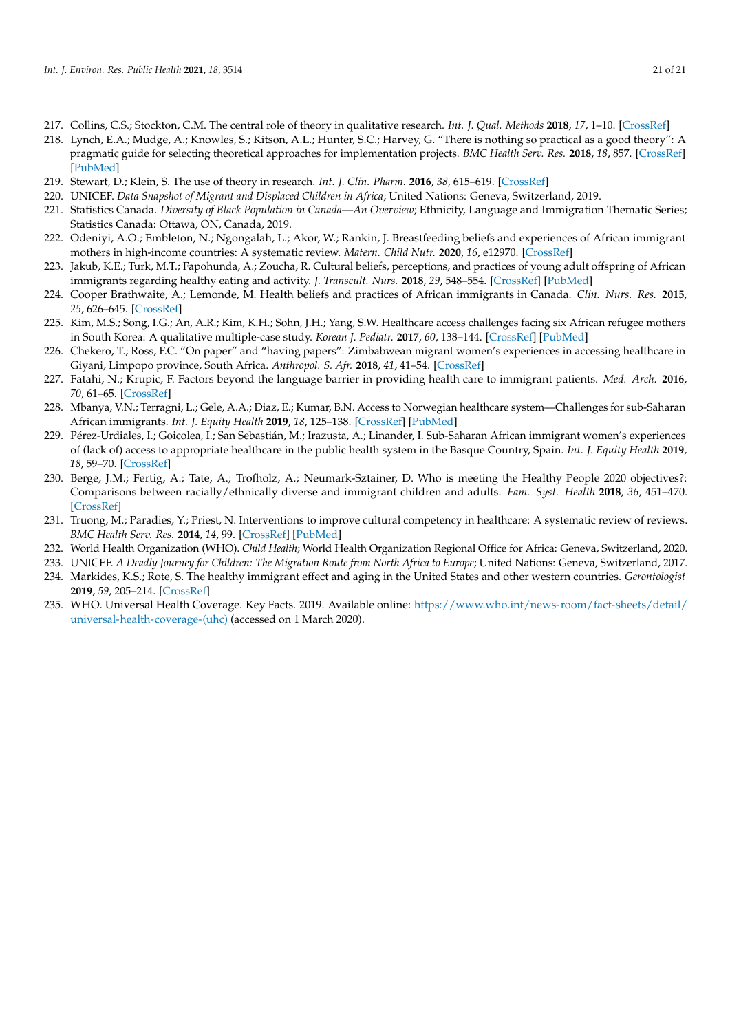217. Collins, C.S.; Stockton, C.M. The central role of theory in qualitative research. *Int. J. Qual. Methods* **2018**, *17*, 1–10. [CrossRef]
218. Lynch, E.A.; Mudge, A.; Knowles, S.; Kitson, A.L.; Hunter, S.C.; Harvey, G. "There is nothing so practical as a good theory": A pragmatic guide for selecting theoretical approaches for implementation projects. *BMC Health Serv. Res.* **2018**, *18*, 857. [CrossRef] [PubMed]
219. Stewart, D.; Klein, S. The use of theory in research. *Int. J. Clin. Pharm.* **2016**, *38*, 615–619. [CrossRef]
220. UNICEF. *Data Snapshot of Migrant and Displaced Children in Africa*; United Nations: Geneva, Switzerland, 2019.
221. Statistics Canada. *Diversity of Black Population in Canada—An Overview*; Ethnicity, Language and Immigration Thematic Series; Statistics Canada: Ottawa, ON, Canada, 2019.
222. Odeniyi, A.O.; Embleton, N.; Ngongalah, L.; Akor, W.; Rankin, J. Breastfeeding beliefs and experiences of African immigrant mothers in high-income countries: A systematic review. *Matern. Child Nutr.* **2020**, *16*, e12970. [CrossRef]
223. Jakub, K.E.; Turk, M.T.; Fapohunda, A.; Zoucha, R. Cultural beliefs, perceptions, and practices of young adult offspring of African immigrants regarding healthy eating and activity. *J. Transcult. Nurs.* **2018**, *29*, 548–554. [CrossRef] [PubMed]
224. Cooper Brathwaite, A.; Lemonde, M. Health beliefs and practices of African immigrants in Canada. *Clin. Nurs. Res.* **2015**, *25*, 626–645. [CrossRef]
225. Kim, M.S.; Song, I.G.; An, A.R.; Kim, K.H.; Sohn, J.H.; Yang, S.W. Healthcare access challenges facing six African refugee mothers in South Korea: A qualitative multiple-case study. *Korean J. Pediatr.* **2017**, *60*, 138–144. [CrossRef] [PubMed]
226. Chekero, T.; Ross, F.C. "On paper" and "having papers": Zimbabwean migrant women's experiences in accessing healthcare in Giyani, Limpopo province, South Africa. *Anthropol. S. Afr.* **2018**, *41*, 41–54. [CrossRef]
227. Fatahi, N.; Krupic, F. Factors beyond the language barrier in providing health care to immigrant patients. *Med. Arch.* **2016**, *70*, 61–65. [CrossRef]
228. Mbanya, V.N.; Terragni, L.; Gele, A.A.; Diaz, E.; Kumar, B.N. Access to Norwegian healthcare system—Challenges for sub-Saharan African immigrants. *Int. J. Equity Health* **2019**, *18*, 125–138. [CrossRef] [PubMed]
229. Pérez-Urdiales, I.; Goicolea, I.; San Sebastián, M.; Irazusta, A.; Linander, I. Sub-Saharan African immigrant women's experiences of (lack of) access to appropriate healthcare in the public health system in the Basque Country, Spain. *Int. J. Equity Health* **2019**, *18*, 59–70. [CrossRef]
230. Berge, J.M.; Fertig, A.; Tate, A.; Trofholz, A.; Neumark-Sztainer, D. Who is meeting the Healthy People 2020 objectives?: Comparisons between racially/ethnically diverse and immigrant children and adults. *Fam. Syst. Health* **2018**, *36*, 451–470. [CrossRef]
231. Truong, M.; Paradies, Y.; Priest, N. Interventions to improve cultural competency in healthcare: A systematic review of reviews. *BMC Health Serv. Res.* **2014**, *14*, 99. [CrossRef] [PubMed]
232. World Health Organization (WHO). *Child Health*; World Health Organization Regional Office for Africa: Geneva, Switzerland, 2020.
233. UNICEF. *A Deadly Journey for Children: The Migration Route from North Africa to Europe*; United Nations: Geneva, Switzerland, 2017.
234. Markides, K.S.; Rote, S. The healthy immigrant effect and aging in the United States and other western countries. *Gerontologist* **2019**, *59*, 205–214. [CrossRef]
235. WHO. Universal Health Coverage. Key Facts. 2019. Available online: https://www.who.int/news-room/fact-sheets/detail/universal-health-coverage-(uhc) (accessed on 1 March 2020).